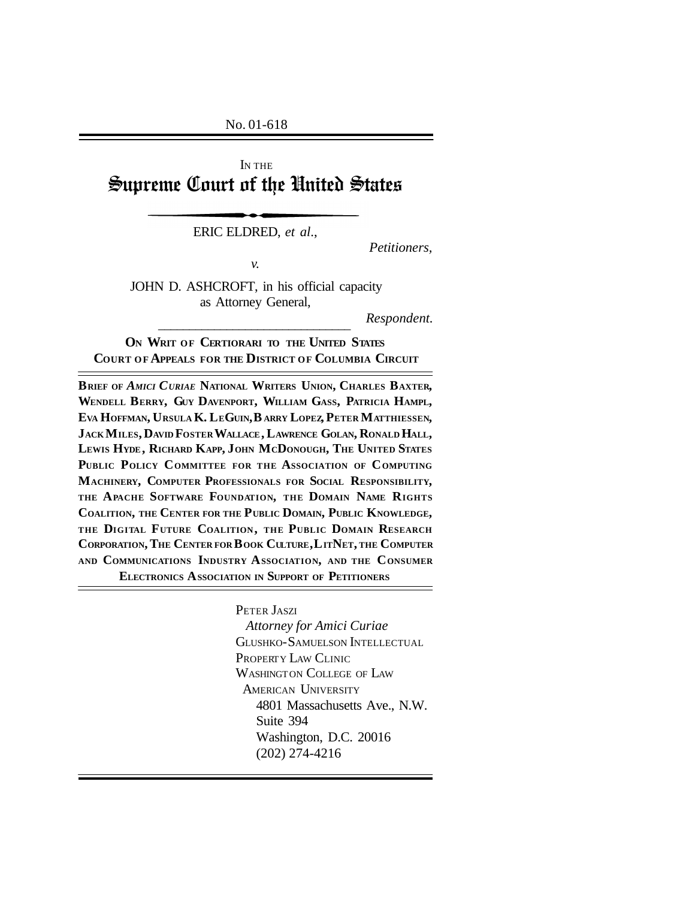No. 01-618

IN THE

# Supreme Court of the United States

ERIC ELDRED, *et al*.,

*Petitioners,*

*v.*

JOHN D. ASHCROFT, in his official capacity as Attorney General,

*Respondent.*

**ON WRIT OF CERTIORARI TO THE UNITED STATES COURT OF APPEALS FOR THE DISTRICT OF COLUMBIA CIRCUIT**

**BRIEF OF *AMICI CURIAE* NATIONAL WRITERS UNION, CHARLES BAXTER, WENDELL BERRY, GUY DAVENPORT, WILLIAM GASS, PATRICIA HAMPL, EVA HOFFMAN, URSULA K. LEGUIN, BARRY LOPEZ, PETER MATTHIESSEN, JACK MILES, DAVID FOSTER WALLACE, LAWRENCE GOLAN, RONALD HALL, LEWIS HYDE, RICHARD KAPP, JOHN MCDONOUGH, THE UNITED STATES PUBLIC POLICY COMMITTEE FOR THE ASSOCIATION OF COMPUTING MACHINERY, COMPUTER PROFESSIONALS FOR SOCIAL RESPONSIBILITY, THE APACHE SOFTWARE FOUNDATION, THE DOMAIN NAME RIGHTS COALITION, THE CENTER FOR THE PUBLIC DOMAIN, PUBLIC KNOWLEDGE, THE DIGITAL FUTURE COALITION, THE PUBLIC DOMAIN RESEARCH CORPORATION, THE CENTER FOR BOOK CULTURE, LITNET, THE COMPUTER AND COMMUNICATIONS INDUSTRY ASSOCIATION, AND THE CONSUMER ELECTRONICS ASSOCIATION IN SUPPORT OF PETITIONERS**

PETER JASZI
*Attorney for Amici Curiae*
GLUSHKO-SAMUELSON INTELLECTUAL PROPERTY LAW CLINIC
WASHINGTON COLLEGE OF LAW
AMERICAN UNIVERSITY
4801 Massachusetts Ave., N.W.
Suite 394
Washington, D.C. 20016
(202) 274-4216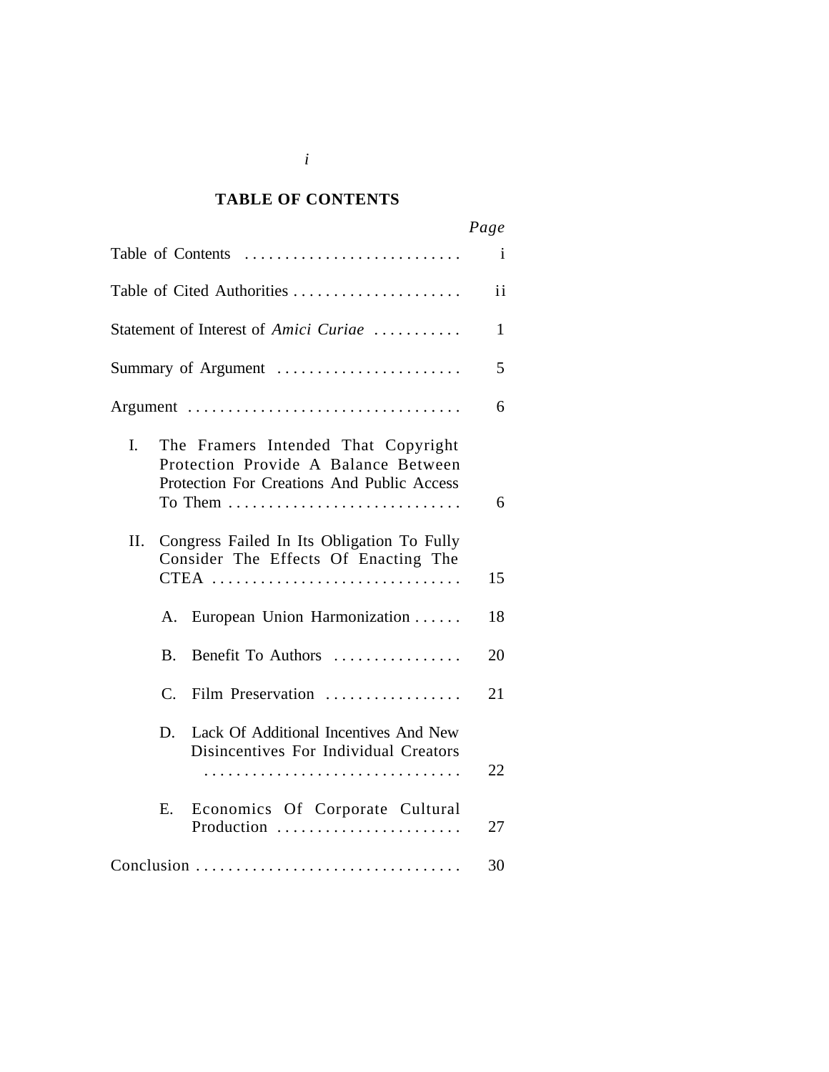## TABLE OF CONTENTS

| | Page |
|---|---|
| Table of Contents | i |
| Table of Cited Authorities | ii |
| Statement of Interest of *Amici Curiae* | 1 |
| Summary of Argument | 5 |
| Argument | 6 |
| I. The Framers Intended That Copyright Protection Provide A Balance Between Protection For Creations And Public Access To Them | 6 |
| II. Congress Failed In Its Obligation To Fully Consider The Effects Of Enacting The CTEA | 15 |
| A. European Union Harmonization | 18 |
| B. Benefit To Authors | 20 |
| C. Film Preservation | 21 |
| D. Lack Of Additional Incentives And New Disincentives For Individual Creators | 22 |
| E. Economics Of Corporate Cultural Production | 27 |
| Conclusion | 30 |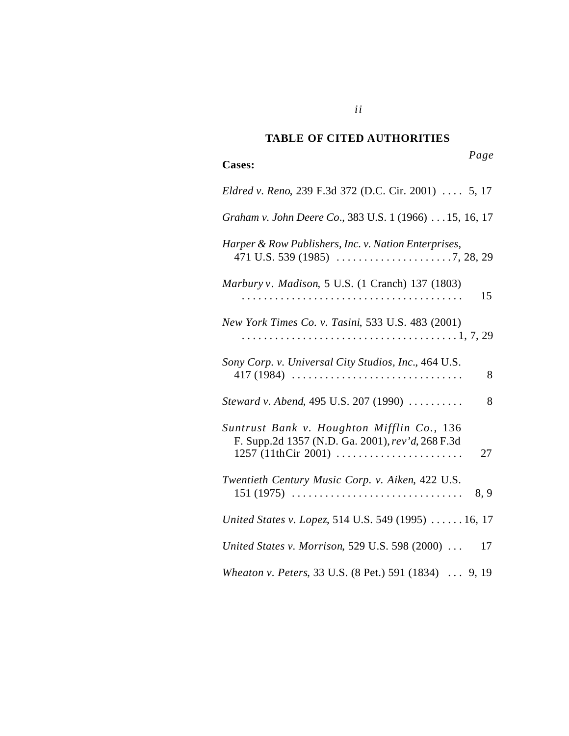## TABLE OF CITED AUTHORITIES

**Cases:** *Page*

*Eldred v. Reno*, 239 F.3d 372 (D.C. Cir. 2001) .... 5, 17

*Graham v. John Deere Co*., 383 U.S. 1 (1966) ... 15, 16, 17

*Harper & Row Publishers, Inc. v. Nation Enterprises*, 471 U.S. 539 (1985) ..................... 7, 28, 29

*Marbury v. Madison*, 5 U.S. (1 Cranch) 137 (1803) ........................................ 15

*New York Times Co. v. Tasini*, 533 U.S. 483 (2001) ........................................ 1, 7, 29

*Sony Corp. v. Universal City Studios, Inc*., 464 U.S. 417 (1984) ............................... 8

*Steward v. Abend*, 495 U.S. 207 (1990) .......... 8

*Suntrust Bank v. Houghton Mifflin Co.*, 136 F. Supp.2d 1357 (N.D. Ga. 2001), *rev'd*, 268 F.3d 1257 (11thCir 2001) ....................... 27

*Twentieth Century Music Corp. v. Aiken*, 422 U.S. 151 (1975) ............................... 8, 9

*United States v. Lopez*, 514 U.S. 549 (1995) ...... 16, 17

*United States v. Morrison*, 529 U.S. 598 (2000) ... 17

*Wheaton v. Peters*, 33 U.S. (8 Pet.) 591 (1834) ... 9, 19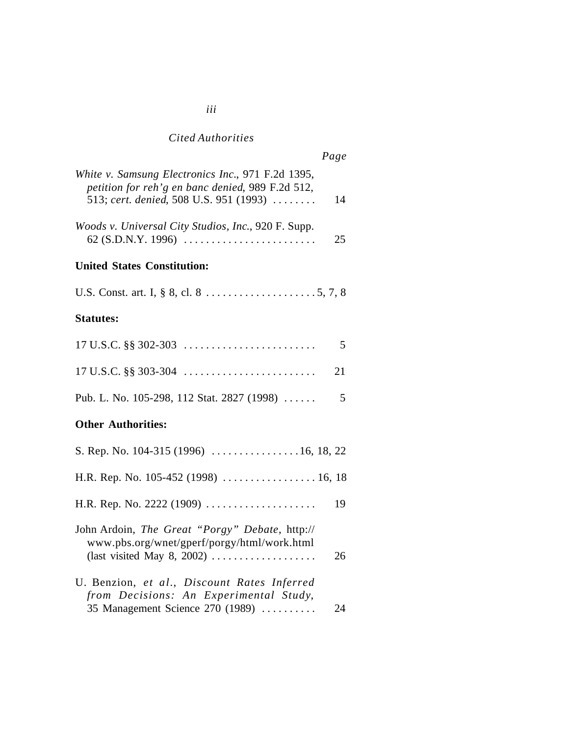*Cited Authorities*

*Page*

*White v. Samsung Electronics Inc.*, 971 F.2d 1395, *petition for reh'g en banc denied*, 989 F.2d 512, 513; *cert. denied*, 508 U.S. 951 (1993) . . . . . . . . 14

*Woods v. Universal City Studios, Inc.*, 920 F. Supp. 62 (S.D.N.Y. 1996) . . . . . . . . . . . . . . . . . . . . . . . . 25

**United States Constitution:**

U.S. Const. art. I, § 8, cl. 8 . . . . . . . . . . . . . . . . . . . . 5, 7, 8

**Statutes:**

17 U.S.C. §§ 302-303 . . . . . . . . . . . . . . . . . . . . . . . . 5

17 U.S.C. §§ 303-304 . . . . . . . . . . . . . . . . . . . . . . . . 21

Pub. L. No. 105-298, 112 Stat. 2827 (1998) . . . . . . 5

**Other Authorities:**

S. Rep. No. 104-315 (1996) . . . . . . . . . . . . . . . . 16, 18, 22

H.R. Rep. No. 105-452 (1998) . . . . . . . . . . . . . . . . . 16, 18

H.R. Rep. No. 2222 (1909) . . . . . . . . . . . . . . . . . . . . 19

John Ardoin, *The Great "Porgy" Debate*, http://www.pbs.org/wnet/gperf/porgy/html/work.html (last visited May 8, 2002) . . . . . . . . . . . . . . . . . . . 26

U. Benzion, *et al.*, *Discount Rates Inferred from Decisions: An Experimental Study*, 35 Management Science 270 (1989) . . . . . . . . . . 24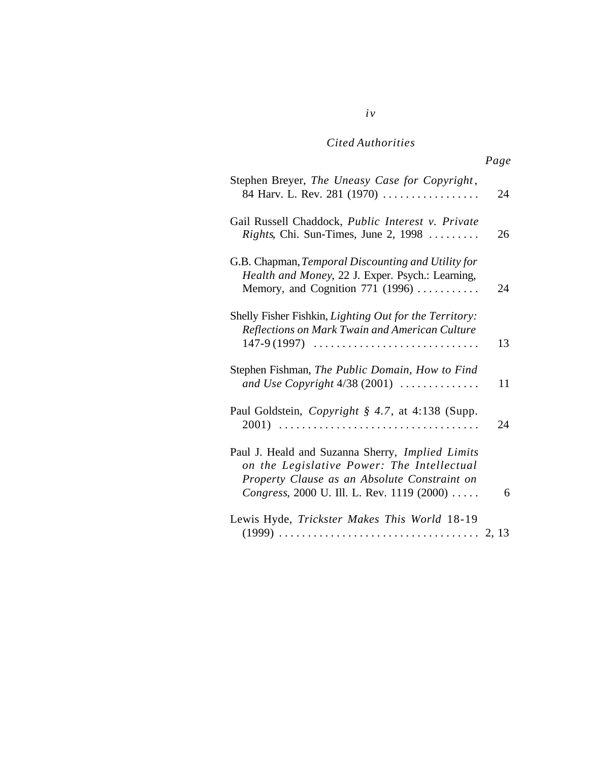*Cited Authorities*

| | Page |
|---|---|
| Stephen Breyer, *The Uneasy Case for Copyright*, 84 Harv. L. Rev. 281 (1970) | 24 |
| Gail Russell Chaddock, *Public Interest v. Private Rights*, Chi. Sun-Times, June 2, 1998 | 26 |
| G.B. Chapman, *Temporal Discounting and Utility for Health and Money*, 22 J. Exper. Psych.: Learning, Memory, and Cognition 771 (1996) | 24 |
| Shelly Fisher Fishkin, *Lighting Out for the Territory: Reflections on Mark Twain and American Culture* 147-9 (1997) | 13 |
| Stephen Fishman, *The Public Domain, How to Find and Use Copyright* 4/38 (2001) | 11 |
| Paul Goldstein, *Copyright § 4.7*, at 4:138 (Supp. 2001) | 24 |
| Paul J. Heald and Suzanna Sherry, *Implied Limits on the Legislative Power: The Intellectual Property Clause as an Absolute Constraint on Congress*, 2000 U. Ill. L. Rev. 1119 (2000) | 6 |
| Lewis Hyde, *Trickster Makes This World* 18-19 (1999) | 2, 13 |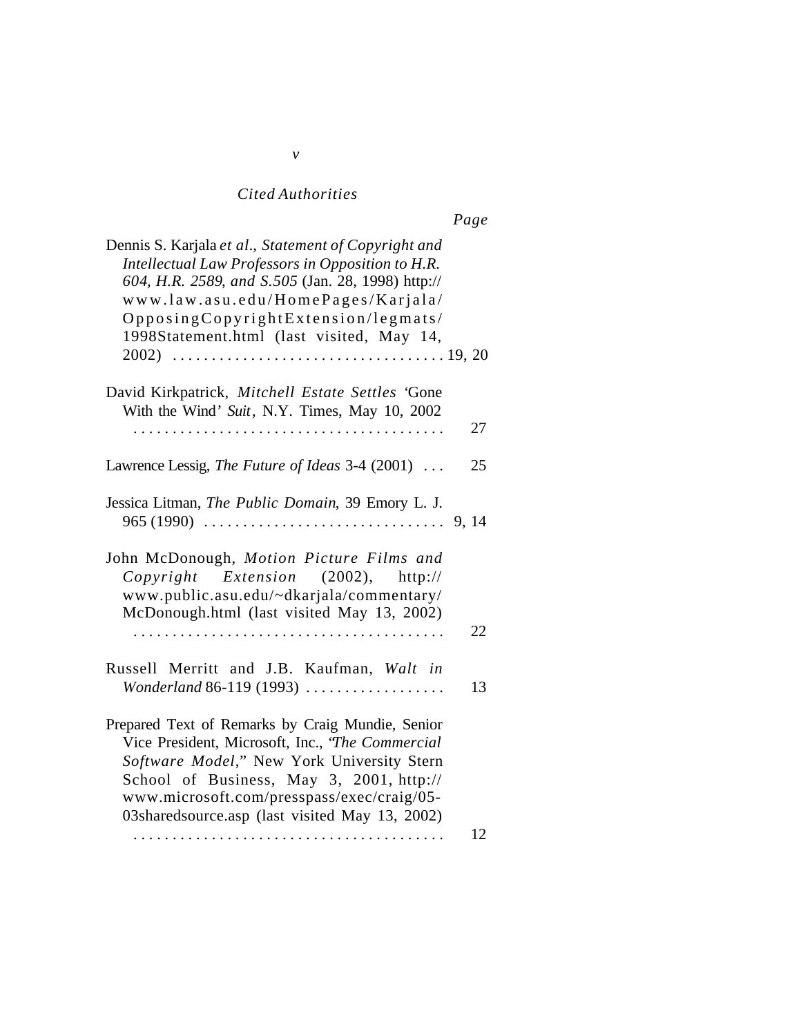*Cited Authorities*

*Page*

Dennis S. Karjala *et al*., *Statement of Copyright and Intellectual Law Professors in Opposition to H.R. 604, H.R. 2589, and S.505* (Jan. 28, 1998) http://www.law.asu.edu/HomePages/Karjala/OpposingCopyrightExtension/legmats/1998Statement.html (last visited, May 14, 2002) . . . . . . . . . . . . . . . . . . . . . . . . . . . . . . . . . . 19, 20

David Kirkpatrick, *Mitchell Estate Settles* 'Gone With the Wind' *Suit*, N.Y. Times, May 10, 2002 . . . . . . . . . . . . . . . . . . . . . . . . . . . . . . . . . . . . . . . 27

Lawrence Lessig, *The Future of Ideas* 3-4 (2001) . . . 25

Jessica Litman, *The Public Domain*, 39 Emory L. J. 965 (1990) . . . . . . . . . . . . . . . . . . . . . . . . . . . . . . 9, 14

John McDonough, *Motion Picture Films and Copyright Extension* (2002), http://www.public.asu.edu/~dkarjala/commentary/McDonough.html (last visited May 13, 2002) . . . . . . . . . . . . . . . . . . . . . . . . . . . . . . . . . . . . . . . 22

Russell Merritt and J.B. Kaufman, *Walt in Wonderland* 86-119 (1993) . . . . . . . . . . . . . . . . . . 13

Prepared Text of Remarks by Craig Mundie, Senior Vice President, Microsoft, Inc., "*The Commercial Software Model*," New York University Stern School of Business, May 3, 2001, http://www.microsoft.com/presspass/exec/craig/05-03sharedsource.asp (last visited May 13, 2002) . . . . . . . . . . . . . . . . . . . . . . . . . . . . . . . . . . . . . . . 12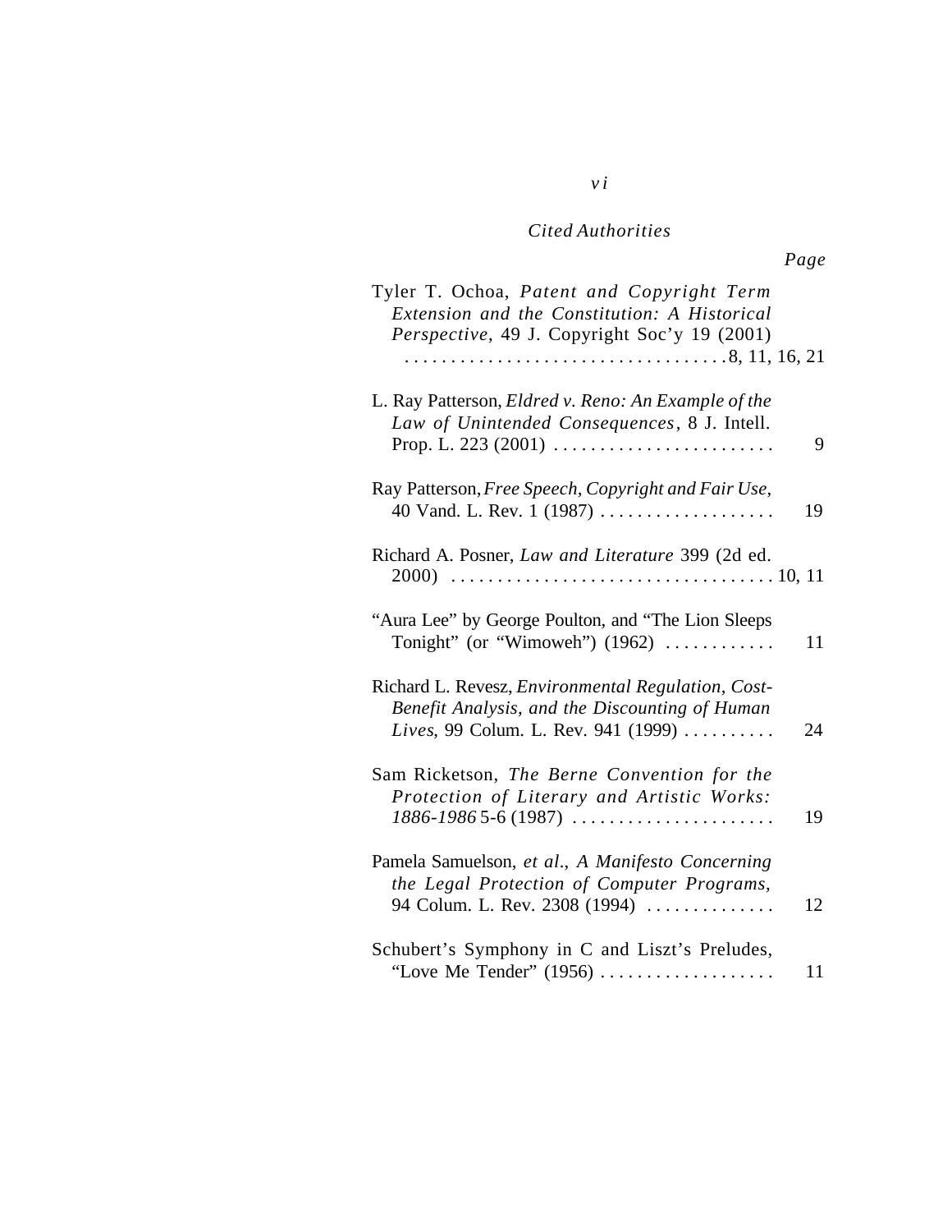*Cited Authorities*

*Page*

Tyler T. Ochoa, *Patent and Copyright Term Extension and the Constitution: A Historical Perspective*, 49 J. Copyright Soc'y 19 (2001) . . . . . . . . . . . . . . . . . . . . . . . . . . . . . . . . . . 8, 11, 16, 21

L. Ray Patterson, *Eldred v. Reno: An Example of the Law of Unintended Consequences*, 8 J. Intell. Prop. L. 223 (2001) . . . . . . . . . . . . . . . . . . . . . . . . 9

Ray Patterson, *Free Speech, Copyright and Fair Use*, 40 Vand. L. Rev. 1 (1987) . . . . . . . . . . . . . . . . . . . 19

Richard A. Posner, *Law and Literature* 399 (2d ed. 2000) . . . . . . . . . . . . . . . . . . . . . . . . . . . . . . . . . . 10, 11

"Aura Lee" by George Poulton, and "The Lion Sleeps Tonight" (or "Wimoweh") (1962) . . . . . . . . . . . . 11

Richard L. Revesz, *Environmental Regulation, Cost-Benefit Analysis, and the Discounting of Human Lives*, 99 Colum. L. Rev. 941 (1999) . . . . . . . . . . 24

Sam Ricketson, *The Berne Convention for the Protection of Literary and Artistic Works: 1886-1986* 5-6 (1987) . . . . . . . . . . . . . . . . . . . . . . 19

Pamela Samuelson, *et al*., *A Manifesto Concerning the Legal Protection of Computer Programs*, 94 Colum. L. Rev. 2308 (1994) . . . . . . . . . . . . . . 12

Schubert's Symphony in C and Liszt's Preludes, "Love Me Tender" (1956) . . . . . . . . . . . . . . . . . . . 11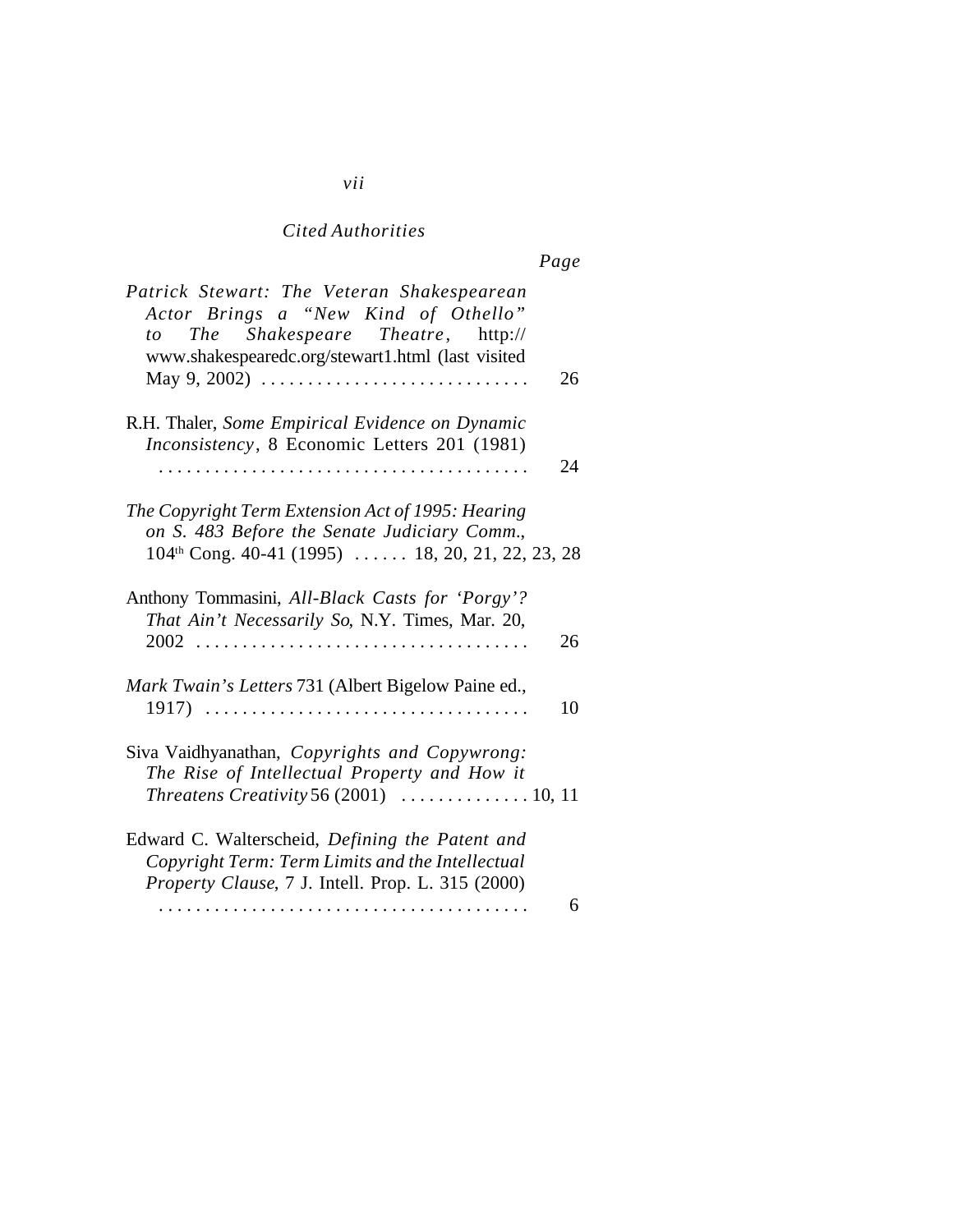*Cited Authorities*

*Page*

*Patrick Stewart: The Veteran Shakespearean Actor Brings a "New Kind of Othello" to The Shakespeare Theatre*, http://www.shakespearedc.org/stewart1.html (last visited May 9, 2002) . . . . . . . . . . . . . . . . . . . . . . . . . . . . 26

R.H. Thaler, *Some Empirical Evidence on Dynamic Inconsistency*, 8 Economic Letters 201 (1981) . . . . . . . . . . . . . . . . . . . . . . . . . . . . . . . . . . . . . . . . 24

*The Copyright Term Extension Act of 1995: Hearing on S. 483 Before the Senate Judiciary Comm.*, 104th Cong. 40-41 (1995) . . . . . . 18, 20, 21, 22, 23, 28

Anthony Tommasini, *All-Black Casts for 'Porgy'? That Ain't Necessarily So*, N.Y. Times, Mar. 20, 2002 . . . . . . . . . . . . . . . . . . . . . . . . . . . . . . . . . . . . 26

*Mark Twain's Letters* 731 (Albert Bigelow Paine ed., 1917) . . . . . . . . . . . . . . . . . . . . . . . . . . . . . . . . . . . 10

Siva Vaidhyanathan, *Copyrights and Copywrong: The Rise of Intellectual Property and How it Threatens Creativity* 56 (2001) . . . . . . . . . . . . . . 10, 11

Edward C. Walterscheid, *Defining the Patent and Copyright Term: Term Limits and the Intellectual Property Clause*, 7 J. Intell. Prop. L. 315 (2000) . . . . . . . . . . . . . . . . . . . . . . . . . . . . . . . . . . . . . . . . 6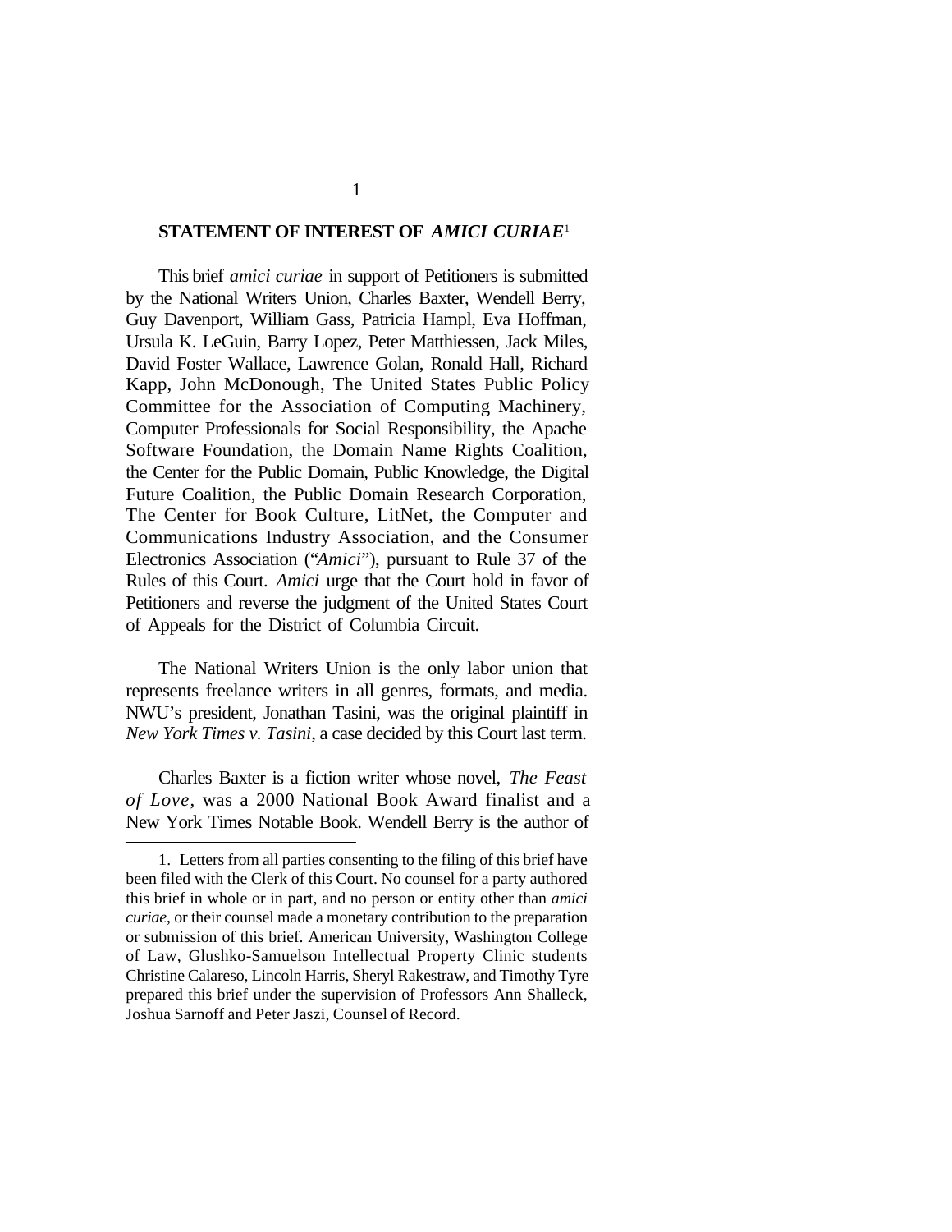## STATEMENT OF INTEREST OF *AMICI CURIAE*[1]

This brief *amici curiae* in support of Petitioners is submitted by the National Writers Union, Charles Baxter, Wendell Berry, Guy Davenport, William Gass, Patricia Hampl, Eva Hoffman, Ursula K. LeGuin, Barry Lopez, Peter Matthiessen, Jack Miles, David Foster Wallace, Lawrence Golan, Ronald Hall, Richard Kapp, John McDonough, The United States Public Policy Committee for the Association of Computing Machinery, Computer Professionals for Social Responsibility, the Apache Software Foundation, the Domain Name Rights Coalition, the Center for the Public Domain, Public Knowledge, the Digital Future Coalition, the Public Domain Research Corporation, The Center for Book Culture, LitNet, the Computer and Communications Industry Association, and the Consumer Electronics Association ("*Amici*"), pursuant to Rule 37 of the Rules of this Court. *Amici* urge that the Court hold in favor of Petitioners and reverse the judgment of the United States Court of Appeals for the District of Columbia Circuit.

The National Writers Union is the only labor union that represents freelance writers in all genres, formats, and media. NWU's president, Jonathan Tasini, was the original plaintiff in *New York Times v. Tasini*, a case decided by this Court last term.

Charles Baxter is a fiction writer whose novel, *The Feast of Love*, was a 2000 National Book Award finalist and a New York Times Notable Book. Wendell Berry is the author of

---

1. Letters from all parties consenting to the filing of this brief have been filed with the Clerk of this Court. No counsel for a party authored this brief in whole or in part, and no person or entity other than *amici curiae*, or their counsel made a monetary contribution to the preparation or submission of this brief. American University, Washington College of Law, Glushko-Samuelson Intellectual Property Clinic students Christine Calareso, Lincoln Harris, Sheryl Rakestraw, and Timothy Tyre prepared this brief under the supervision of Professors Ann Shalleck, Joshua Sarnoff and Peter Jaszi, Counsel of Record.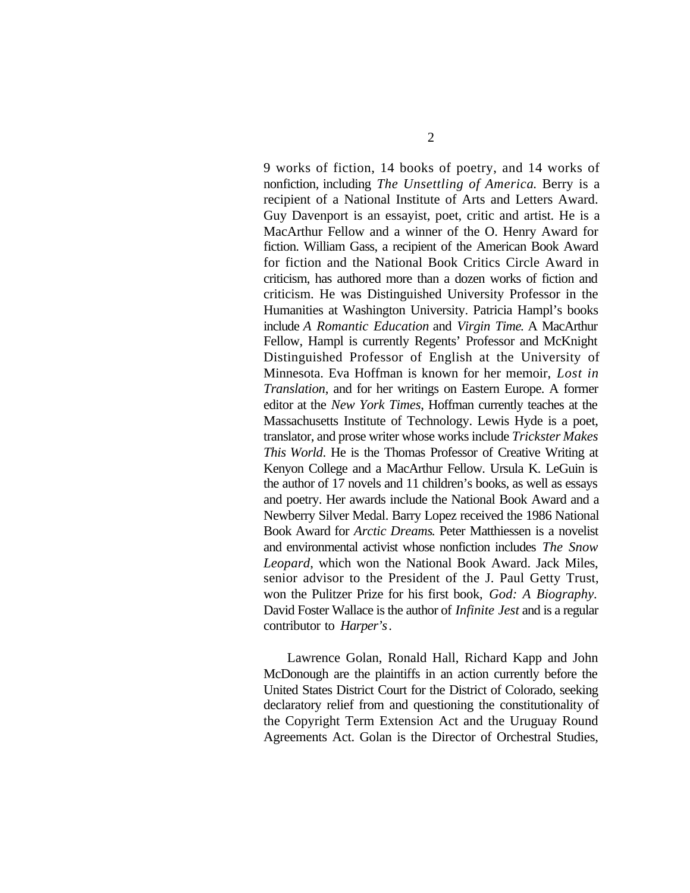9 works of fiction, 14 books of poetry, and 14 works of nonfiction, including *The Unsettling of America.* Berry is a recipient of a National Institute of Arts and Letters Award. Guy Davenport is an essayist, poet, critic and artist. He is a MacArthur Fellow and a winner of the O. Henry Award for fiction. William Gass, a recipient of the American Book Award for fiction and the National Book Critics Circle Award in criticism, has authored more than a dozen works of fiction and criticism. He was Distinguished University Professor in the Humanities at Washington University. Patricia Hampl's books include *A Romantic Education* and *Virgin Time*. A MacArthur Fellow, Hampl is currently Regents' Professor and McKnight Distinguished Professor of English at the University of Minnesota. Eva Hoffman is known for her memoir, *Lost in Translation*, and for her writings on Eastern Europe. A former editor at the *New York Times*, Hoffman currently teaches at the Massachusetts Institute of Technology. Lewis Hyde is a poet, translator, and prose writer whose works include *Trickster Makes This World*. He is the Thomas Professor of Creative Writing at Kenyon College and a MacArthur Fellow. Ursula K. LeGuin is the author of 17 novels and 11 children's books, as well as essays and poetry. Her awards include the National Book Award and a Newberry Silver Medal. Barry Lopez received the 1986 National Book Award for *Arctic Dreams*. Peter Matthiessen is a novelist and environmental activist whose nonfiction includes *The Snow Leopard*, which won the National Book Award. Jack Miles, senior advisor to the President of the J. Paul Getty Trust, won the Pulitzer Prize for his first book, *God: A Biography*. David Foster Wallace is the author of *Infinite Jest* and is a regular contributor to *Harper's*.

Lawrence Golan, Ronald Hall, Richard Kapp and John McDonough are the plaintiffs in an action currently before the United States District Court for the District of Colorado, seeking declaratory relief from and questioning the constitutionality of the Copyright Term Extension Act and the Uruguay Round Agreements Act. Golan is the Director of Orchestral Studies,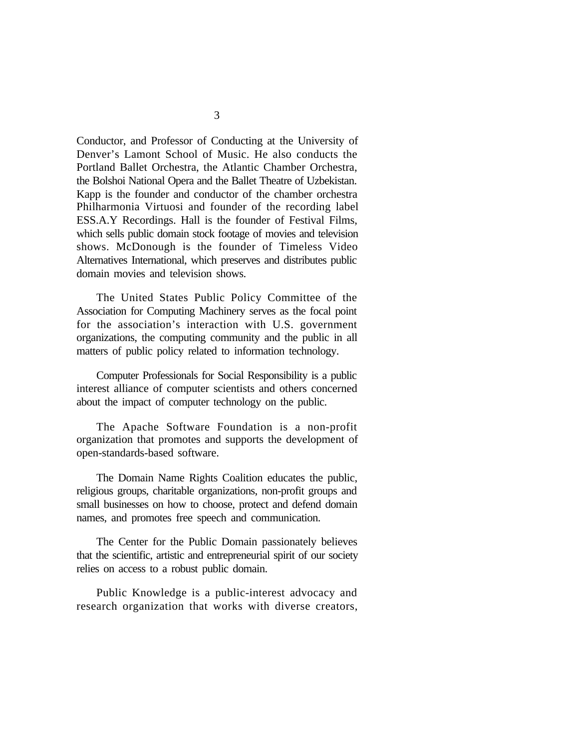Conductor, and Professor of Conducting at the University of Denver's Lamont School of Music. He also conducts the Portland Ballet Orchestra, the Atlantic Chamber Orchestra, the Bolshoi National Opera and the Ballet Theatre of Uzbekistan. Kapp is the founder and conductor of the chamber orchestra Philharmonia Virtuosi and founder of the recording label ESS.A.Y Recordings. Hall is the founder of Festival Films, which sells public domain stock footage of movies and television shows. McDonough is the founder of Timeless Video Alternatives International, which preserves and distributes public domain movies and television shows.

The United States Public Policy Committee of the Association for Computing Machinery serves as the focal point for the association's interaction with U.S. government organizations, the computing community and the public in all matters of public policy related to information technology.

Computer Professionals for Social Responsibility is a public interest alliance of computer scientists and others concerned about the impact of computer technology on the public.

The Apache Software Foundation is a non-profit organization that promotes and supports the development of open-standards-based software.

The Domain Name Rights Coalition educates the public, religious groups, charitable organizations, non-profit groups and small businesses on how to choose, protect and defend domain names, and promotes free speech and communication.

The Center for the Public Domain passionately believes that the scientific, artistic and entrepreneurial spirit of our society relies on access to a robust public domain.

Public Knowledge is a public-interest advocacy and research organization that works with diverse creators,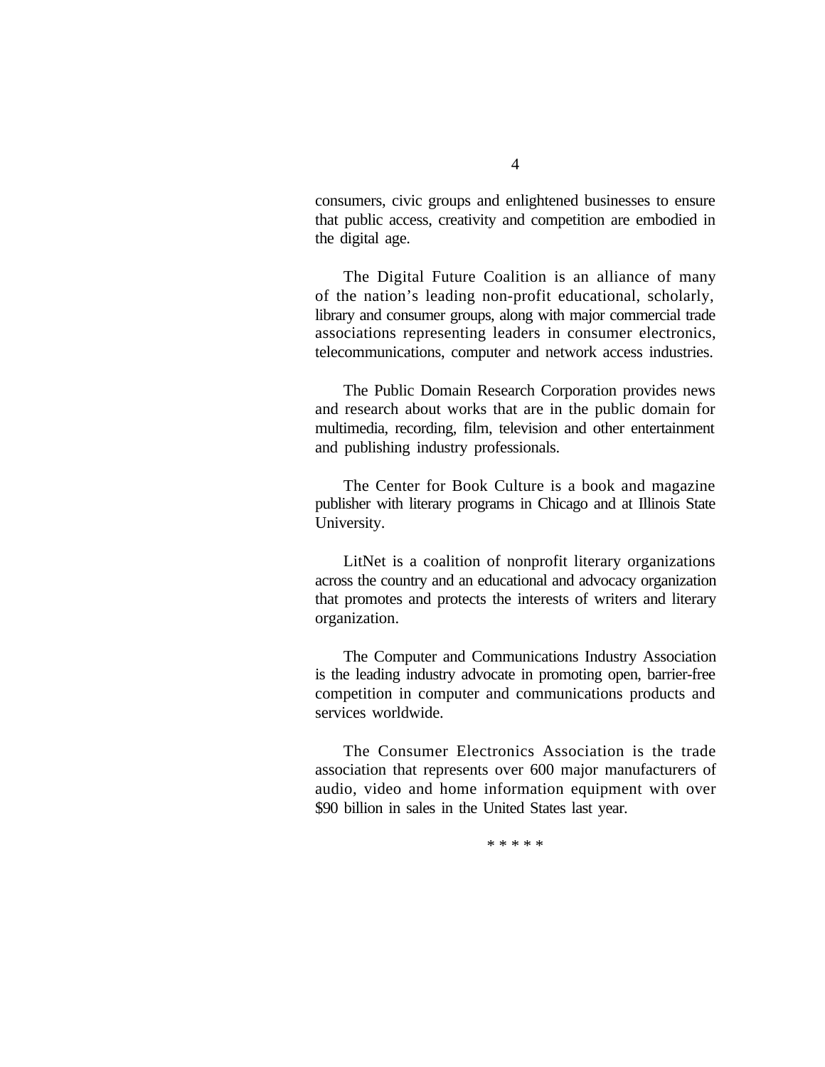consumers, civic groups and enlightened businesses to ensure that public access, creativity and competition are embodied in the digital age.

The Digital Future Coalition is an alliance of many of the nation's leading non-profit educational, scholarly, library and consumer groups, along with major commercial trade associations representing leaders in consumer electronics, telecommunications, computer and network access industries.

The Public Domain Research Corporation provides news and research about works that are in the public domain for multimedia, recording, film, television and other entertainment and publishing industry professionals.

The Center for Book Culture is a book and magazine publisher with literary programs in Chicago and at Illinois State University.

LitNet is a coalition of nonprofit literary organizations across the country and an educational and advocacy organization that promotes and protects the interests of writers and literary organization.

The Computer and Communications Industry Association is the leading industry advocate in promoting open, barrier-free competition in computer and communications products and services worldwide.

The Consumer Electronics Association is the trade association that represents over 600 major manufacturers of audio, video and home information equipment with over $90 billion in sales in the United States last year.

* * * * *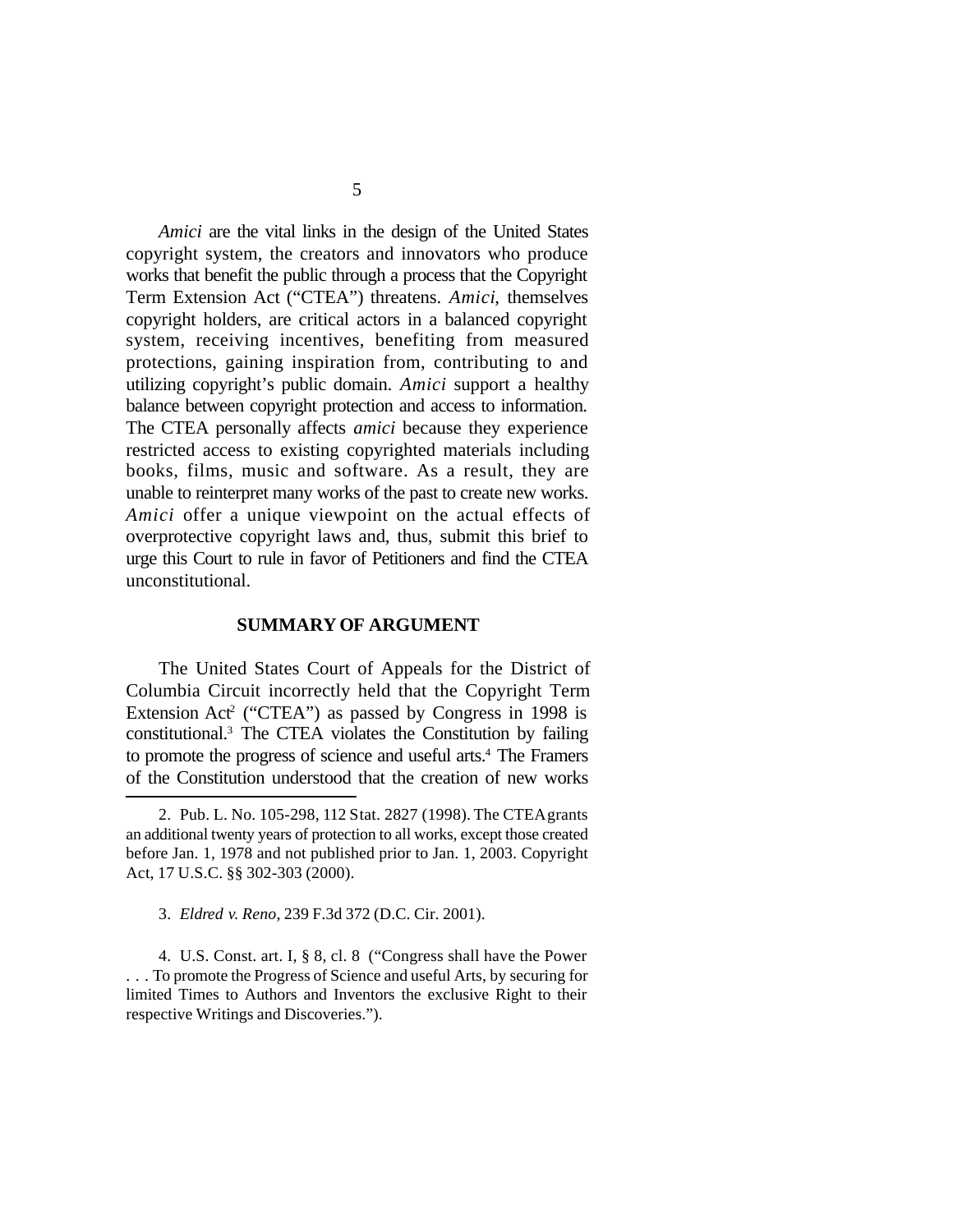*Amici* are the vital links in the design of the United States copyright system, the creators and innovators who produce works that benefit the public through a process that the Copyright Term Extension Act ("CTEA") threatens. *Amici*, themselves copyright holders, are critical actors in a balanced copyright system, receiving incentives, benefiting from measured protections, gaining inspiration from, contributing to and utilizing copyright's public domain. *Amici* support a healthy balance between copyright protection and access to information. The CTEA personally affects *amici* because they experience restricted access to existing copyrighted materials including books, films, music and software. As a result, they are unable to reinterpret many works of the past to create new works. *Amici* offer a unique viewpoint on the actual effects of overprotective copyright laws and, thus, submit this brief to urge this Court to rule in favor of Petitioners and find the CTEA unconstitutional.

## SUMMARY OF ARGUMENT

The United States Court of Appeals for the District of Columbia Circuit incorrectly held that the Copyright Term Extension Act[2] ("CTEA") as passed by Congress in 1998 is constitutional.[3] The CTEA violates the Constitution by failing to promote the progress of science and useful arts.[4] The Framers of the Constitution understood that the creation of new works

---

2. Pub. L. No. 105-298, 112 Stat. 2827 (1998). The CTEA grants an additional twenty years of protection to all works, except those created before Jan. 1, 1978 and not published prior to Jan. 1, 2003. Copyright Act, 17 U.S.C. §§ 302-303 (2000).

3. *Eldred v. Reno*, 239 F.3d 372 (D.C. Cir. 2001).

4. U.S. Const. art. I, § 8, cl. 8 ("Congress shall have the Power . . . To promote the Progress of Science and useful Arts, by securing for limited Times to Authors and Inventors the exclusive Right to their respective Writings and Discoveries.").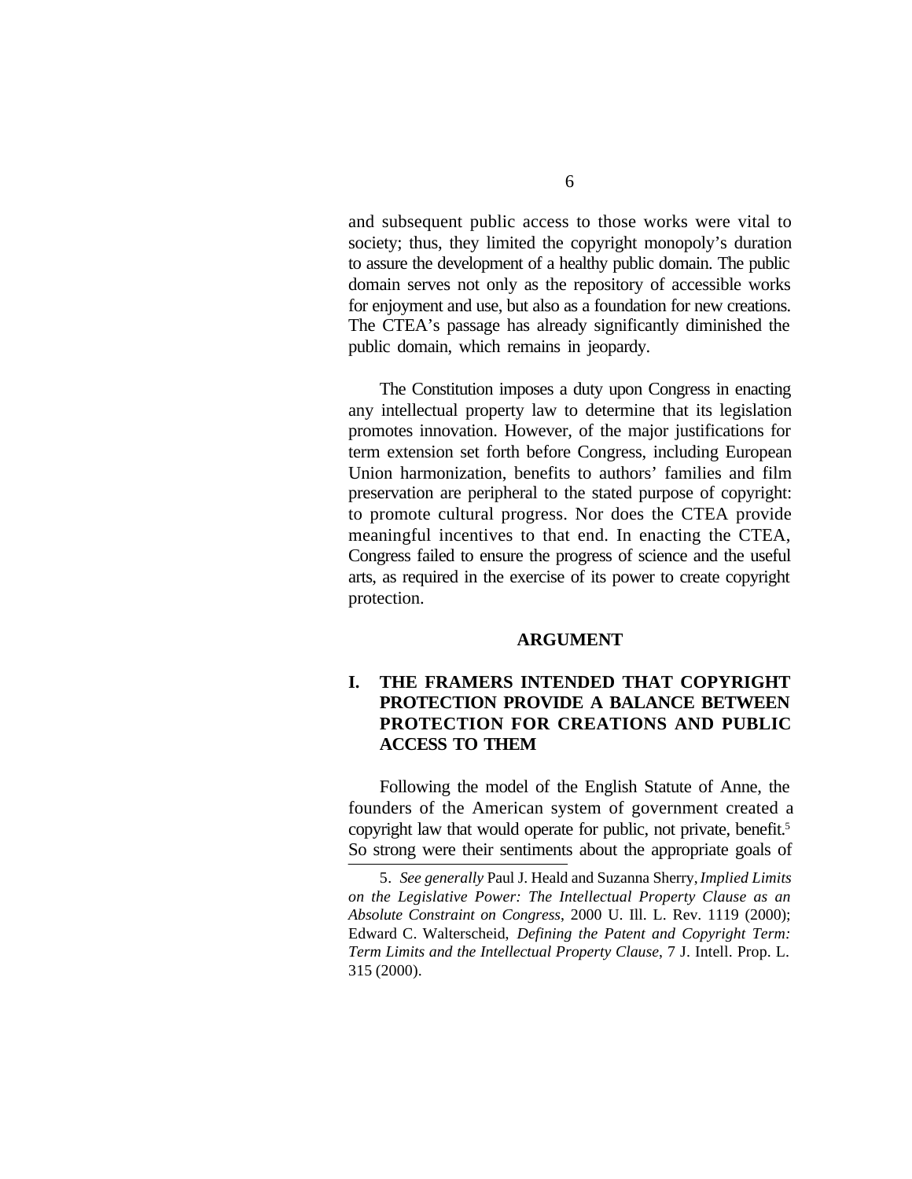and subsequent public access to those works were vital to society; thus, they limited the copyright monopoly's duration to assure the development of a healthy public domain. The public domain serves not only as the repository of accessible works for enjoyment and use, but also as a foundation for new creations. The CTEA's passage has already significantly diminished the public domain, which remains in jeopardy.

The Constitution imposes a duty upon Congress in enacting any intellectual property law to determine that its legislation promotes innovation. However, of the major justifications for term extension set forth before Congress, including European Union harmonization, benefits to authors' families and film preservation are peripheral to the stated purpose of copyright: to promote cultural progress. Nor does the CTEA provide meaningful incentives to that end. In enacting the CTEA, Congress failed to ensure the progress of science and the useful arts, as required in the exercise of its power to create copyright protection.

## ARGUMENT

### I. THE FRAMERS INTENDED THAT COPYRIGHT PROTECTION PROVIDE A BALANCE BETWEEN PROTECTION FOR CREATIONS AND PUBLIC ACCESS TO THEM

Following the model of the English Statute of Anne, the founders of the American system of government created a copyright law that would operate for public, not private, benefit.[5] So strong were their sentiments about the appropriate goals of

---

5. *See generally* Paul J. Heald and Suzanna Sherry, *Implied Limits on the Legislative Power: The Intellectual Property Clause as an Absolute Constraint on Congress*, 2000 U. Ill. L. Rev. 1119 (2000); Edward C. Walterscheid, *Defining the Patent and Copyright Term: Term Limits and the Intellectual Property Clause*, 7 J. Intell. Prop. L. 315 (2000).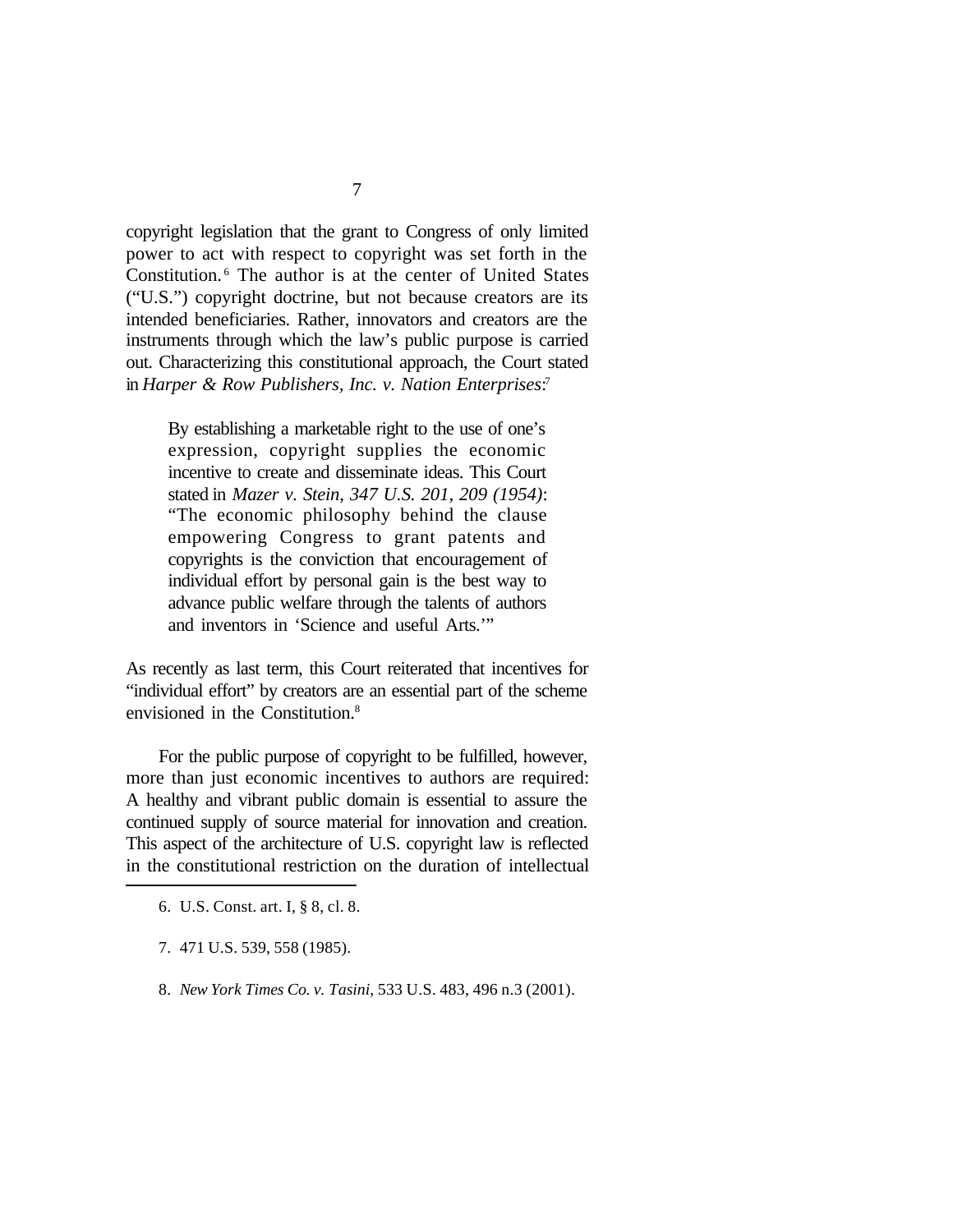copyright legislation that the grant to Congress of only limited power to act with respect to copyright was set forth in the Constitution.[6] The author is at the center of United States ("U.S.") copyright doctrine, but not because creators are its intended beneficiaries. Rather, innovators and creators are the instruments through which the law's public purpose is carried out. Characterizing this constitutional approach, the Court stated in *Harper & Row Publishers, Inc. v. Nation Enterprises*:[7]

> By establishing a marketable right to the use of one's expression, copyright supplies the economic incentive to create and disseminate ideas. This Court stated in *Mazer v. Stein, 347 U.S. 201, 209 (1954)*: "The economic philosophy behind the clause empowering Congress to grant patents and copyrights is the conviction that encouragement of individual effort by personal gain is the best way to advance public welfare through the talents of authors and inventors in 'Science and useful Arts.'"

As recently as last term, this Court reiterated that incentives for "individual effort" by creators are an essential part of the scheme envisioned in the Constitution.[8]

For the public purpose of copyright to be fulfilled, however, more than just economic incentives to authors are required: A healthy and vibrant public domain is essential to assure the continued supply of source material for innovation and creation. This aspect of the architecture of U.S. copyright law is reflected in the constitutional restriction on the duration of intellectual

---

6. U.S. Const. art. I, § 8, cl. 8.

7. 471 U.S. 539, 558 (1985).

8. *New York Times Co. v. Tasini*, 533 U.S. 483, 496 n.3 (2001).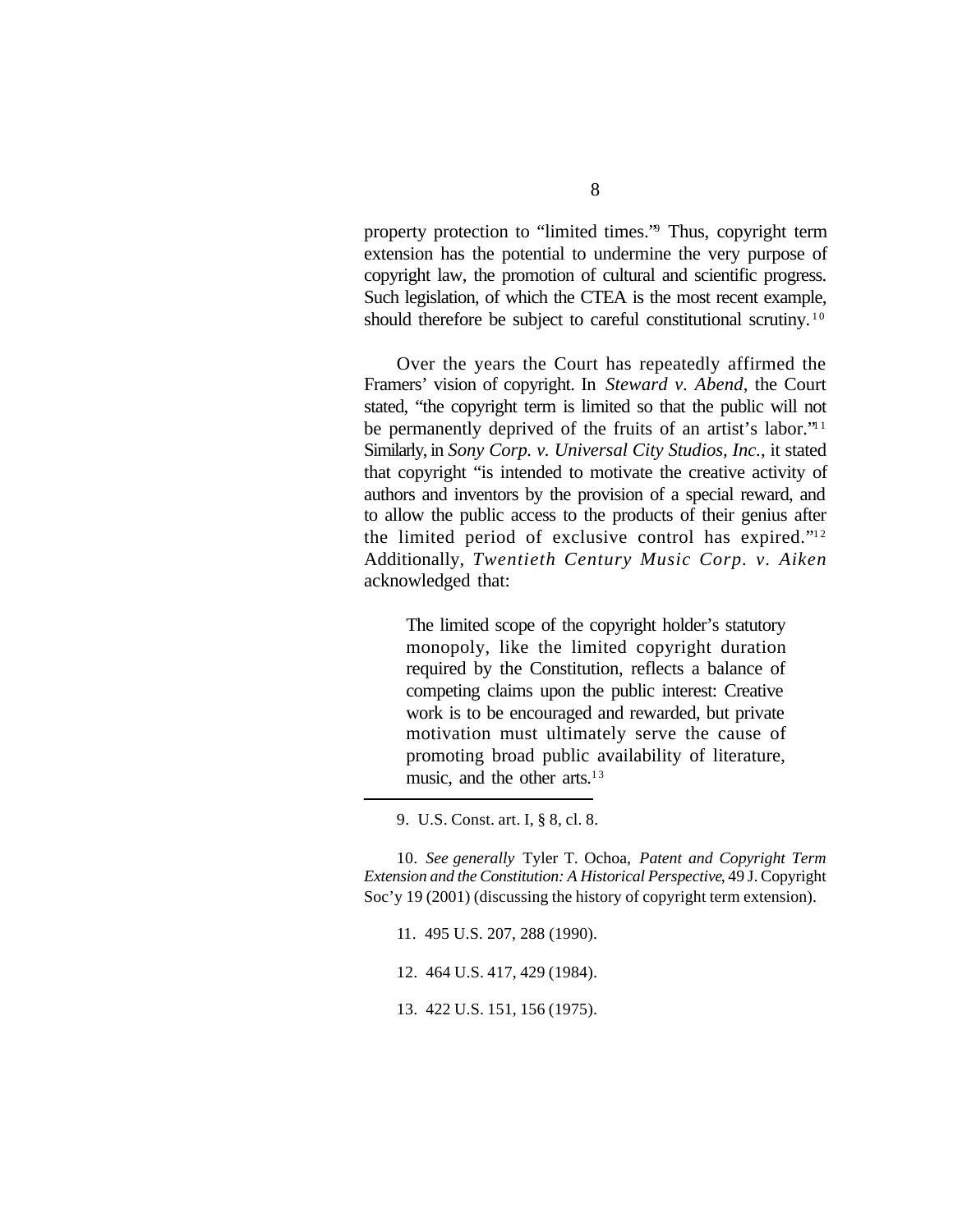property protection to "limited times."[9] Thus, copyright term extension has the potential to undermine the very purpose of copyright law, the promotion of cultural and scientific progress. Such legislation, of which the CTEA is the most recent example, should therefore be subject to careful constitutional scrutiny.[10]

Over the years the Court has repeatedly affirmed the Framers' vision of copyright. In *Steward v. Abend*, the Court stated, "the copyright term is limited so that the public will not be permanently deprived of the fruits of an artist's labor."[11] Similarly, in *Sony Corp. v. Universal City Studios, Inc.*, it stated that copyright "is intended to motivate the creative activity of authors and inventors by the provision of a special reward, and to allow the public access to the products of their genius after the limited period of exclusive control has expired."[12] Additionally, *Twentieth Century Music Corp. v. Aiken* acknowledged that:

> The limited scope of the copyright holder's statutory monopoly, like the limited copyright duration required by the Constitution, reflects a balance of competing claims upon the public interest: Creative work is to be encouraged and rewarded, but private motivation must ultimately serve the cause of promoting broad public availability of literature, music, and the other arts.[13]

---

9. U.S. Const. art. I, § 8, cl. 8.

10. *See generally* Tyler T. Ochoa, *Patent and Copyright Term Extension and the Constitution: A Historical Perspective*, 49 J. Copyright Soc'y 19 (2001) (discussing the history of copyright term extension).

11. 495 U.S. 207, 288 (1990).

12. 464 U.S. 417, 429 (1984).

13. 422 U.S. 151, 156 (1975).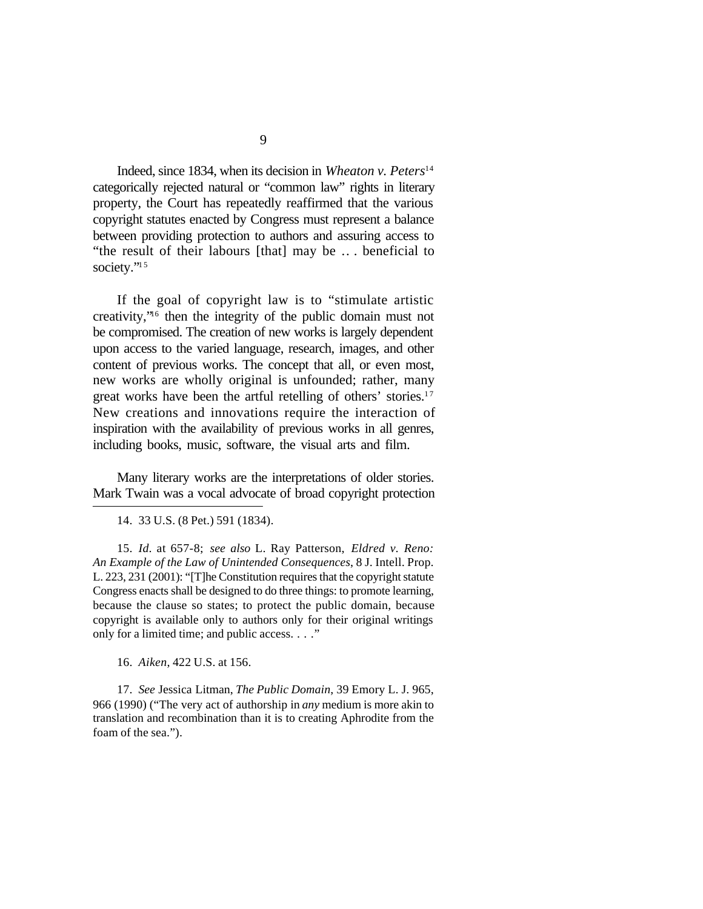Indeed, since 1834, when its decision in *Wheaton v. Peters*[14] categorically rejected natural or "common law" rights in literary property, the Court has repeatedly reaffirmed that the various copyright statutes enacted by Congress must represent a balance between providing protection to authors and assuring access to "the result of their labours [that] may be .. . beneficial to society."[15]

If the goal of copyright law is to "stimulate artistic creativity,"[16] then the integrity of the public domain must not be compromised. The creation of new works is largely dependent upon access to the varied language, research, images, and other content of previous works. The concept that all, or even most, new works are wholly original is unfounded; rather, many great works have been the artful retelling of others' stories.[17] New creations and innovations require the interaction of inspiration with the availability of previous works in all genres, including books, music, software, the visual arts and film.

Many literary works are the interpretations of older stories. Mark Twain was a vocal advocate of broad copyright protection

---

14. 33 U.S. (8 Pet.) 591 (1834).

15. *Id*. at 657-8; *see also* L. Ray Patterson, *Eldred v. Reno: An Example of the Law of Unintended Consequences*, 8 J. Intell. Prop. L. 223, 231 (2001): "[T]he Constitution requires that the copyright statute Congress enacts shall be designed to do three things: to promote learning, because the clause so states; to protect the public domain, because copyright is available only to authors only for their original writings only for a limited time; and public access. . . ."

16. *Aiken*, 422 U.S. at 156.

17. *See* Jessica Litman, *The Public Domain*, 39 Emory L. J. 965, 966 (1990) ("The very act of authorship in *any* medium is more akin to translation and recombination than it is to creating Aphrodite from the foam of the sea.").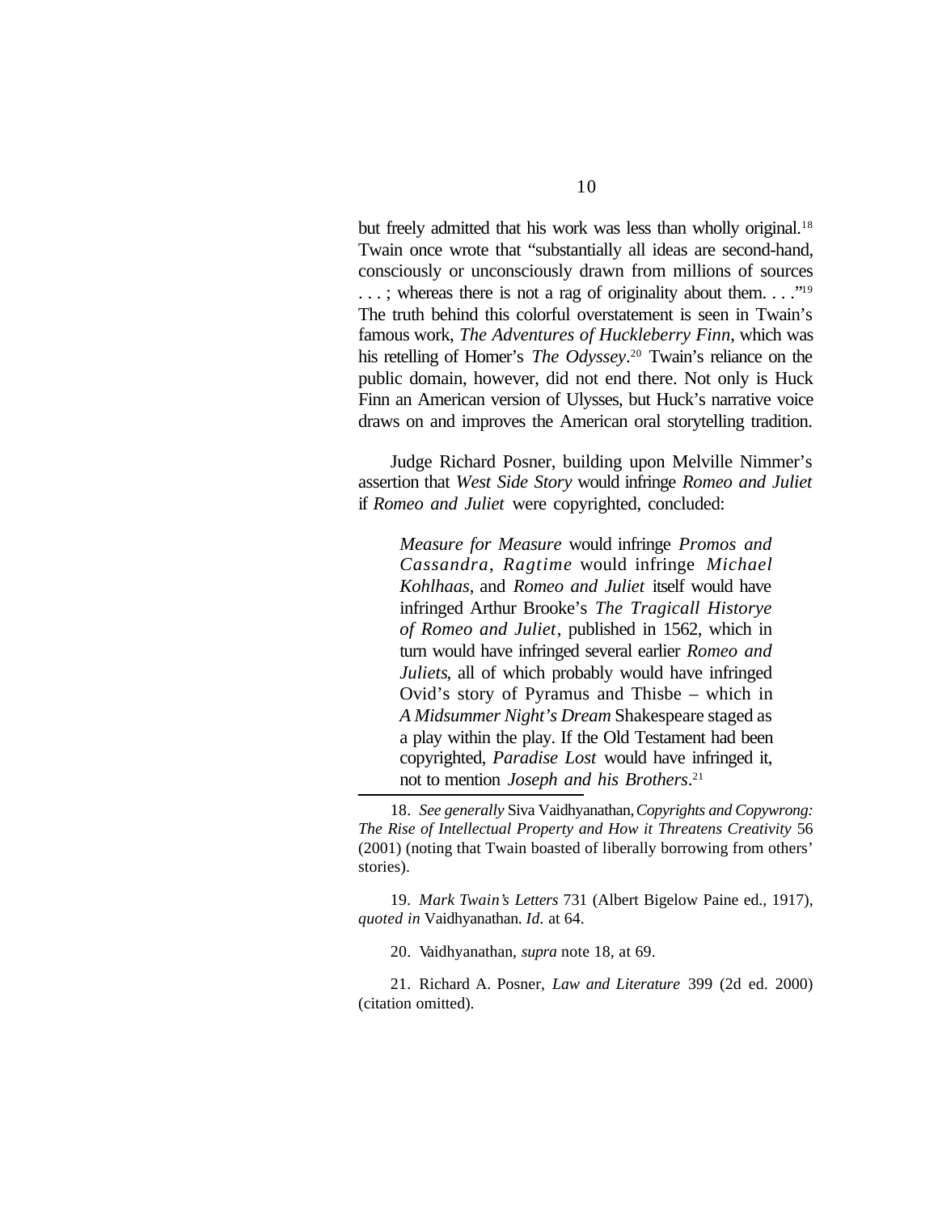but freely admitted that his work was less than wholly original.[18] Twain once wrote that "substantially all ideas are second-hand, consciously or unconsciously drawn from millions of sources . . . ; whereas there is not a rag of originality about them. . . ."[19] The truth behind this colorful overstatement is seen in Twain's famous work, *The Adventures of Huckleberry Finn*, which was his retelling of Homer's *The Odyssey*.[20] Twain's reliance on the public domain, however, did not end there. Not only is Huck Finn an American version of Ulysses, but Huck's narrative voice draws on and improves the American oral storytelling tradition.

Judge Richard Posner, building upon Melville Nimmer's assertion that *West Side Story* would infringe *Romeo and Juliet* if *Romeo and Juliet* were copyrighted, concluded:

> *Measure for Measure* would infringe *Promos and Cassandra*, *Ragtime* would infringe *Michael Kohlhaas*, and *Romeo and Juliet* itself would have infringed Arthur Brooke's *The Tragicall Historye of Romeo and Juliet*, published in 1562, which in turn would have infringed several earlier *Romeo and Juliets*, all of which probably would have infringed Ovid's story of Pyramus and Thisbe – which in *A Midsummer Night's Dream* Shakespeare staged as a play within the play. If the Old Testament had been copyrighted, *Paradise Lost* would have infringed it, not to mention *Joseph and his Brothers*.[21]

---

18. *See generally* Siva Vaidhyanathan, *Copyrights and Copywrong: The Rise of Intellectual Property and How it Threatens Creativity* 56 (2001) (noting that Twain boasted of liberally borrowing from others' stories).

19. *Mark Twain's Letters* 731 (Albert Bigelow Paine ed., 1917), *quoted in* Vaidhyanathan. *Id.* at 64.

20. Vaidhyanathan, *supra* note 18, at 69.

21. Richard A. Posner, *Law and Literature* 399 (2d ed. 2000) (citation omitted).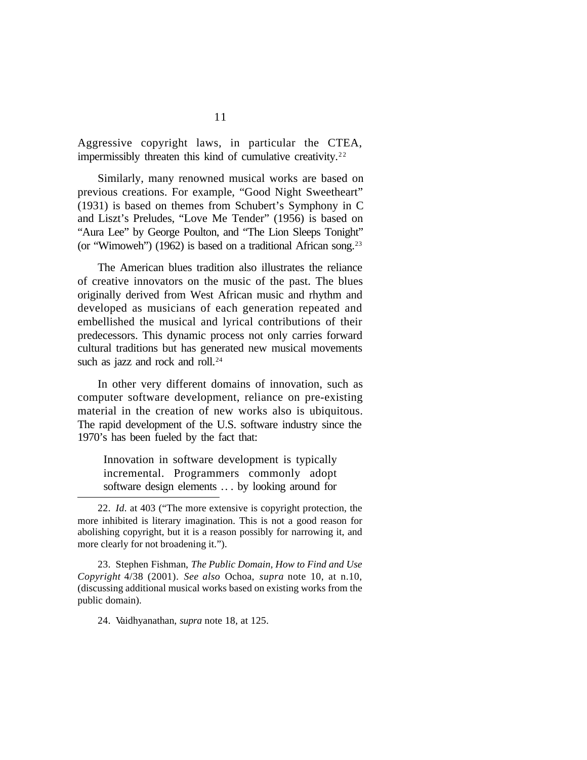Aggressive copyright laws, in particular the CTEA, impermissibly threaten this kind of cumulative creativity.[22]

Similarly, many renowned musical works are based on previous creations. For example, "Good Night Sweetheart" (1931) is based on themes from Schubert's Symphony in C and Liszt's Preludes, "Love Me Tender" (1956) is based on "Aura Lee" by George Poulton, and "The Lion Sleeps Tonight" (or "Wimoweh") (1962) is based on a traditional African song.[23]

The American blues tradition also illustrates the reliance of creative innovators on the music of the past. The blues originally derived from West African music and rhythm and developed as musicians of each generation repeated and embellished the musical and lyrical contributions of their predecessors. This dynamic process not only carries forward cultural traditions but has generated new musical movements such as jazz and rock and roll.[24]

In other very different domains of innovation, such as computer software development, reliance on pre-existing material in the creation of new works also is ubiquitous. The rapid development of the U.S. software industry since the 1970's has been fueled by the fact that:

> Innovation in software development is typically incremental. Programmers commonly adopt software design elements . . . by looking around for

---

22. *Id*. at 403 ("The more extensive is copyright protection, the more inhibited is literary imagination. This is not a good reason for abolishing copyright, but it is a reason possibly for narrowing it, and more clearly for not broadening it.").

23. Stephen Fishman, *The Public Domain, How to Find and Use Copyright* 4/38 (2001). *See also* Ochoa, *supra* note 10, at n.10, (discussing additional musical works based on existing works from the public domain).

24. Vaidhyanathan, *supra* note 18, at 125.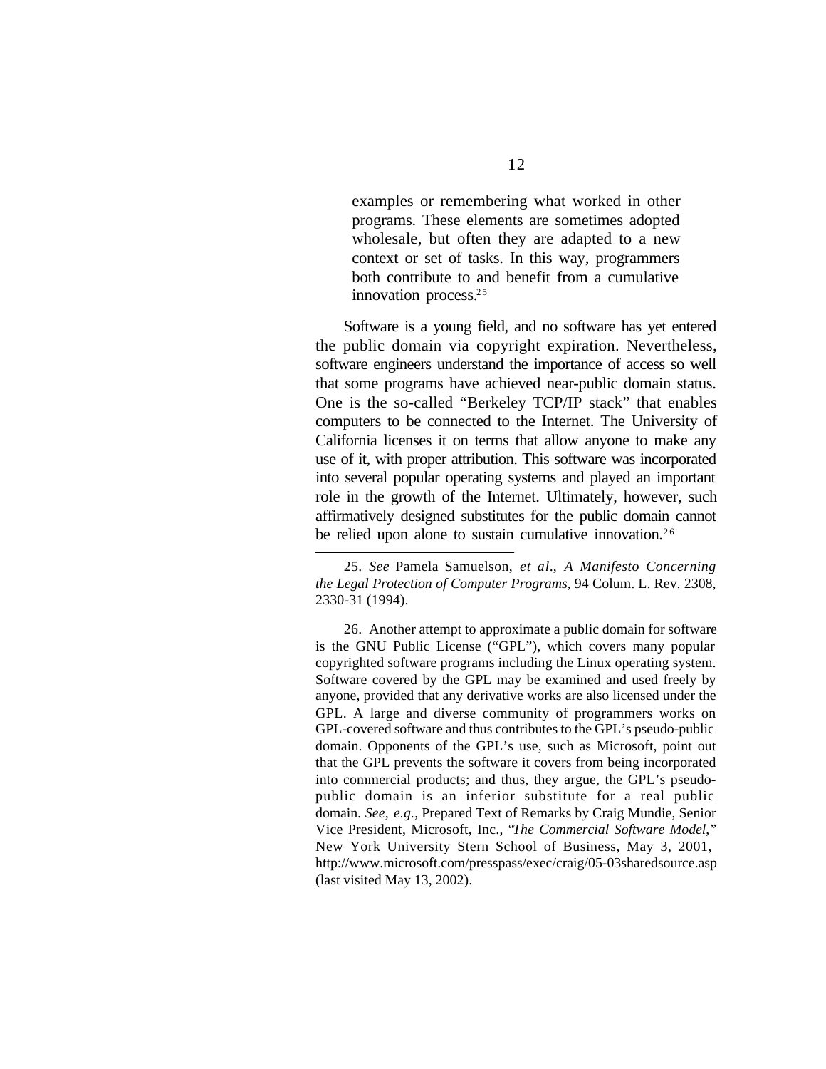> examples or remembering what worked in other programs. These elements are sometimes adopted wholesale, but often they are adapted to a new context or set of tasks. In this way, programmers both contribute to and benefit from a cumulative innovation process.[25]

Software is a young field, and no software has yet entered the public domain via copyright expiration. Nevertheless, software engineers understand the importance of access so well that some programs have achieved near-public domain status. One is the so-called "Berkeley TCP/IP stack" that enables computers to be connected to the Internet. The University of California licenses it on terms that allow anyone to make any use of it, with proper attribution. This software was incorporated into several popular operating systems and played an important role in the growth of the Internet. Ultimately, however, such affirmatively designed substitutes for the public domain cannot be relied upon alone to sustain cumulative innovation.[26]

---

25. *See* Pamela Samuelson, *et al*., *A Manifesto Concerning the Legal Protection of Computer Programs*, 94 Colum. L. Rev. 2308, 2330-31 (1994).

26. Another attempt to approximate a public domain for software is the GNU Public License ("GPL"), which covers many popular copyrighted software programs including the Linux operating system. Software covered by the GPL may be examined and used freely by anyone, provided that any derivative works are also licensed under the GPL. A large and diverse community of programmers works on GPL-covered software and thus contributes to the GPL's pseudo-public domain. Opponents of the GPL's use, such as Microsoft, point out that the GPL prevents the software it covers from being incorporated into commercial products; and thus, they argue, the GPL's pseudo-public domain is an inferior substitute for a real public domain. *See, e.g.*, Prepared Text of Remarks by Craig Mundie, Senior Vice President, Microsoft, Inc., "*The Commercial Software Model*," New York University Stern School of Business, May 3, 2001, http://www.microsoft.com/presspass/exec/craig/05-03sharedsource.asp (last visited May 13, 2002).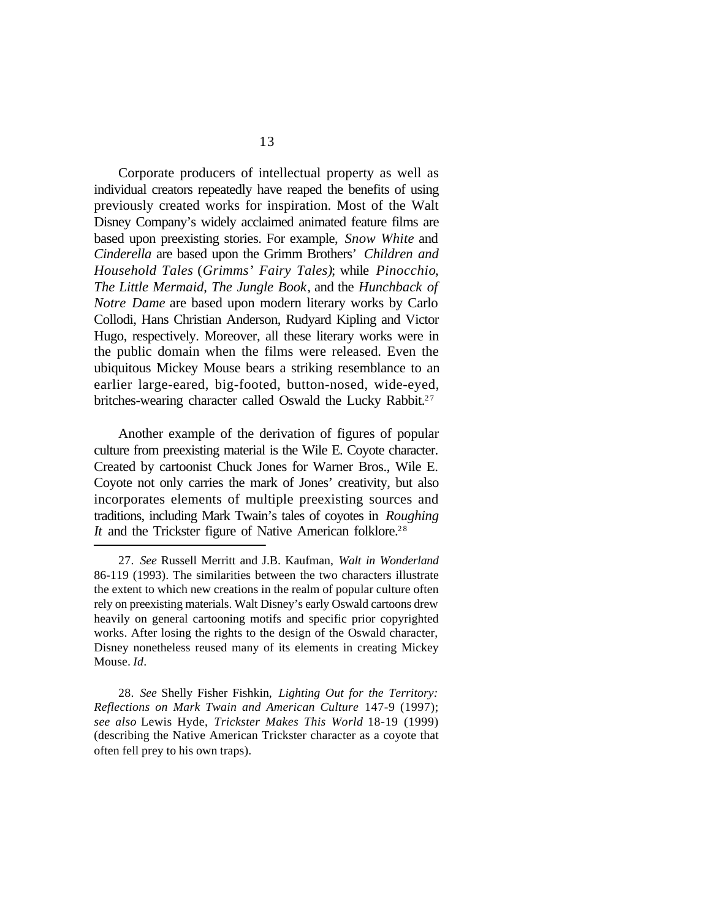Corporate producers of intellectual property as well as individual creators repeatedly have reaped the benefits of using previously created works for inspiration. Most of the Walt Disney Company's widely acclaimed animated feature films are based upon preexisting stories. For example, *Snow White* and *Cinderella* are based upon the Grimm Brothers' *Children and Household Tales* (*Grimms' Fairy Tales)*; while *Pinocchio*, *The Little Mermaid*, *The Jungle Book*, and the *Hunchback of Notre Dame* are based upon modern literary works by Carlo Collodi, Hans Christian Anderson, Rudyard Kipling and Victor Hugo, respectively. Moreover, all these literary works were in the public domain when the films were released. Even the ubiquitous Mickey Mouse bears a striking resemblance to an earlier large-eared, big-footed, button-nosed, wide-eyed, britches-wearing character called Oswald the Lucky Rabbit.[27]

Another example of the derivation of figures of popular culture from preexisting material is the Wile E. Coyote character. Created by cartoonist Chuck Jones for Warner Bros., Wile E. Coyote not only carries the mark of Jones' creativity, but also incorporates elements of multiple preexisting sources and traditions, including Mark Twain's tales of coyotes in *Roughing It* and the Trickster figure of Native American folklore.[28]

---

27. *See* Russell Merritt and J.B. Kaufman, *Walt in Wonderland* 86-119 (1993). The similarities between the two characters illustrate the extent to which new creations in the realm of popular culture often rely on preexisting materials. Walt Disney's early Oswald cartoons drew heavily on general cartooning motifs and specific prior copyrighted works. After losing the rights to the design of the Oswald character, Disney nonetheless reused many of its elements in creating Mickey Mouse. *Id*.

28. *See* Shelly Fisher Fishkin, *Lighting Out for the Territory: Reflections on Mark Twain and American Culture* 147-9 (1997); *see also* Lewis Hyde, *Trickster Makes This World* 18-19 (1999) (describing the Native American Trickster character as a coyote that often fell prey to his own traps).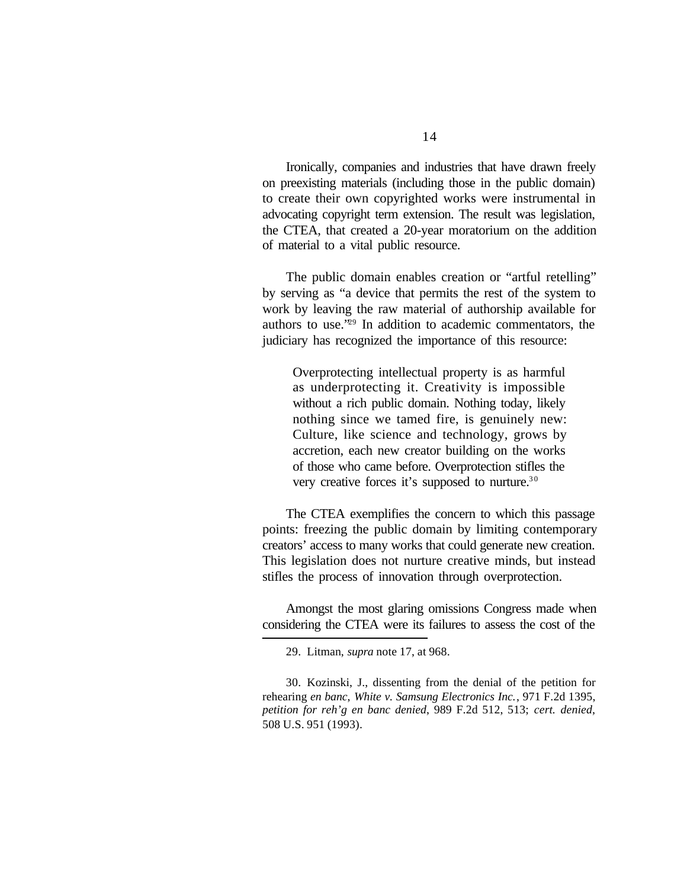Ironically, companies and industries that have drawn freely on preexisting materials (including those in the public domain) to create their own copyrighted works were instrumental in advocating copyright term extension. The result was legislation, the CTEA, that created a 20-year moratorium on the addition of material to a vital public resource.

The public domain enables creation or "artful retelling" by serving as "a device that permits the rest of the system to work by leaving the raw material of authorship available for authors to use."[29] In addition to academic commentators, the judiciary has recognized the importance of this resource:

> Overprotecting intellectual property is as harmful as underprotecting it. Creativity is impossible without a rich public domain. Nothing today, likely nothing since we tamed fire, is genuinely new: Culture, like science and technology, grows by accretion, each new creator building on the works of those who came before. Overprotection stifles the very creative forces it's supposed to nurture.[30]

The CTEA exemplifies the concern to which this passage points: freezing the public domain by limiting contemporary creators' access to many works that could generate new creation. This legislation does not nurture creative minds, but instead stifles the process of innovation through overprotection.

Amongst the most glaring omissions Congress made when considering the CTEA were its failures to assess the cost of the

---

29. Litman, *supra* note 17, at 968.

30. Kozinski, J., dissenting from the denial of the petition for rehearing *en banc*, *White v. Samsung Electronics Inc.*, 971 F.2d 1395, *petition for reh'g en banc denied*, 989 F.2d 512, 513; *cert. denied*, 508 U.S. 951 (1993).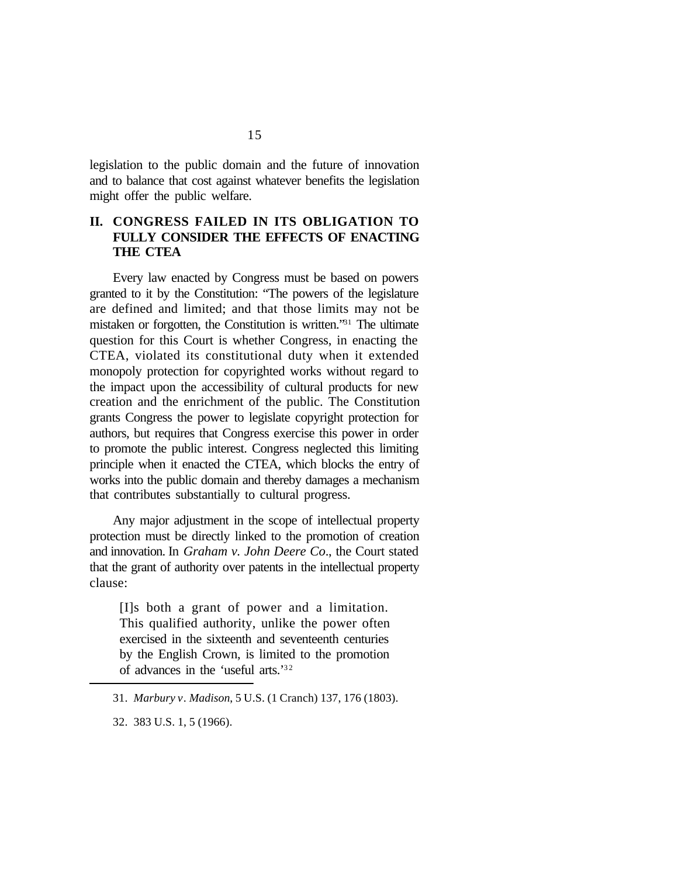legislation to the public domain and the future of innovation and to balance that cost against whatever benefits the legislation might offer the public welfare.

## II. CONGRESS FAILED IN ITS OBLIGATION TO FULLY CONSIDER THE EFFECTS OF ENACTING THE CTEA

Every law enacted by Congress must be based on powers granted to it by the Constitution: "The powers of the legislature are defined and limited; and that those limits may not be mistaken or forgotten, the Constitution is written."[31] The ultimate question for this Court is whether Congress, in enacting the CTEA, violated its constitutional duty when it extended monopoly protection for copyrighted works without regard to the impact upon the accessibility of cultural products for new creation and the enrichment of the public. The Constitution grants Congress the power to legislate copyright protection for authors, but requires that Congress exercise this power in order to promote the public interest. Congress neglected this limiting principle when it enacted the CTEA, which blocks the entry of works into the public domain and thereby damages a mechanism that contributes substantially to cultural progress.

Any major adjustment in the scope of intellectual property protection must be directly linked to the promotion of creation and innovation. In *Graham v. John Deere Co*., the Court stated that the grant of authority over patents in the intellectual property clause:

> [I]s both a grant of power and a limitation. This qualified authority, unlike the power often exercised in the sixteenth and seventeenth centuries by the English Crown, is limited to the promotion of advances in the 'useful arts.'[32]

---

31. *Marbury v. Madison*, 5 U.S. (1 Cranch) 137, 176 (1803).

32. 383 U.S. 1, 5 (1966).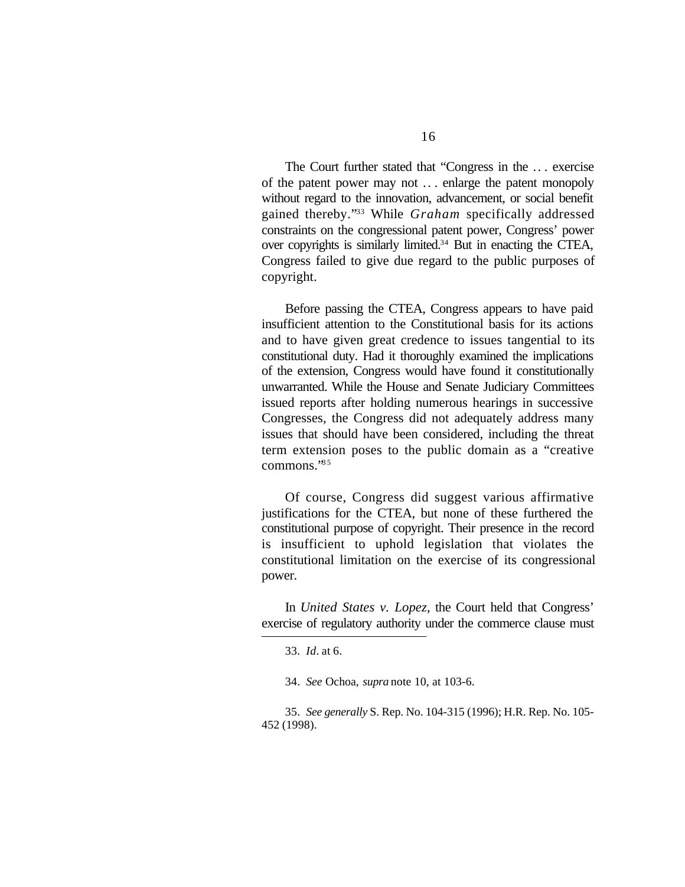The Court further stated that "Congress in the . . . exercise of the patent power may not . . . enlarge the patent monopoly without regard to the innovation, advancement, or social benefit gained thereby."[33] While *Graham* specifically addressed constraints on the congressional patent power, Congress' power over copyrights is similarly limited.[34] But in enacting the CTEA, Congress failed to give due regard to the public purposes of copyright.

Before passing the CTEA, Congress appears to have paid insufficient attention to the Constitutional basis for its actions and to have given great credence to issues tangential to its constitutional duty. Had it thoroughly examined the implications of the extension, Congress would have found it constitutionally unwarranted. While the House and Senate Judiciary Committees issued reports after holding numerous hearings in successive Congresses, the Congress did not adequately address many issues that should have been considered, including the threat term extension poses to the public domain as a "creative commons."[35]

Of course, Congress did suggest various affirmative justifications for the CTEA, but none of these furthered the constitutional purpose of copyright. Their presence in the record is insufficient to uphold legislation that violates the constitutional limitation on the exercise of its congressional power.

In *United States v. Lopez*, the Court held that Congress' exercise of regulatory authority under the commerce clause must

---

33. *Id*. at 6.

34. *See* Ochoa, *supra* note 10, at 103-6.

35. *See generally* S. Rep. No. 104-315 (1996); H.R. Rep. No. 105-452 (1998).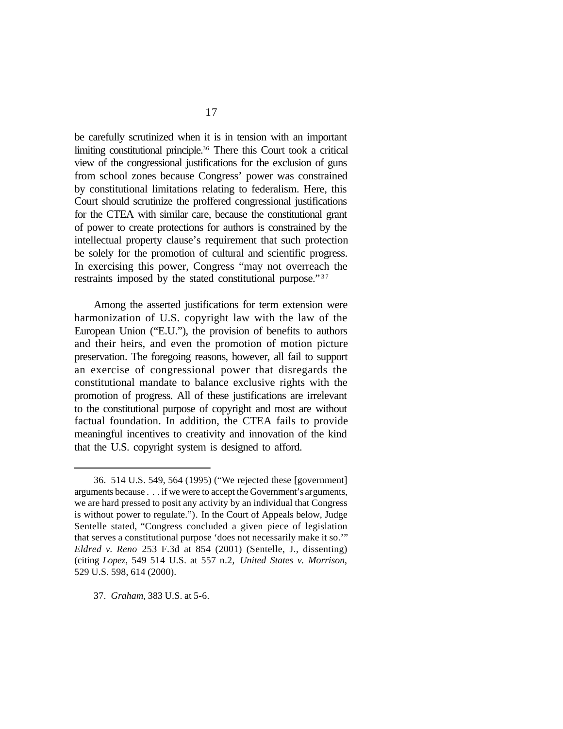be carefully scrutinized when it is in tension with an important limiting constitutional principle.[36] There this Court took a critical view of the congressional justifications for the exclusion of guns from school zones because Congress' power was constrained by constitutional limitations relating to federalism. Here, this Court should scrutinize the proffered congressional justifications for the CTEA with similar care, because the constitutional grant of power to create protections for authors is constrained by the intellectual property clause's requirement that such protection be solely for the promotion of cultural and scientific progress. In exercising this power, Congress "may not overreach the restraints imposed by the stated constitutional purpose."[37]

Among the asserted justifications for term extension were harmonization of U.S. copyright law with the law of the European Union ("E.U."), the provision of benefits to authors and their heirs, and even the promotion of motion picture preservation. The foregoing reasons, however, all fail to support an exercise of congressional power that disregards the constitutional mandate to balance exclusive rights with the promotion of progress. All of these justifications are irrelevant to the constitutional purpose of copyright and most are without factual foundation. In addition, the CTEA fails to provide meaningful incentives to creativity and innovation of the kind that the U.S. copyright system is designed to afford.

---

36. 514 U.S. 549, 564 (1995) ("We rejected these [government] arguments because . . . if we were to accept the Government's arguments, we are hard pressed to posit any activity by an individual that Congress is without power to regulate."). In the Court of Appeals below, Judge Sentelle stated, "Congress concluded a given piece of legislation that serves a constitutional purpose 'does not necessarily make it so.'" *Eldred v. Reno* 253 F.3d at 854 (2001) (Sentelle, J., dissenting) (citing *Lopez*, 549 514 U.S. at 557 n.2, *United States v. Morrison*, 529 U.S. 598, 614 (2000).

37. *Graham*, 383 U.S. at 5-6.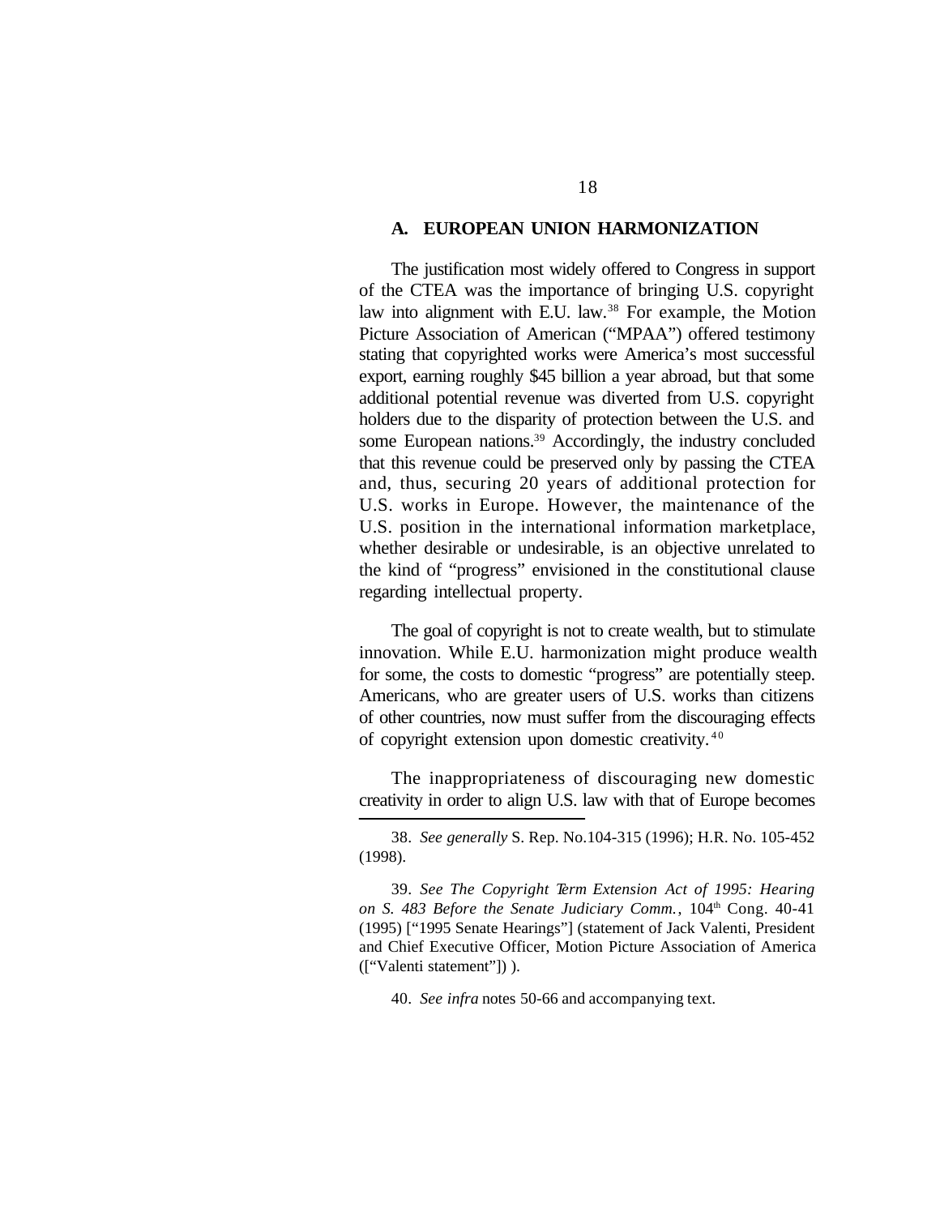### A. EUROPEAN UNION HARMONIZATION

The justification most widely offered to Congress in support of the CTEA was the importance of bringing U.S. copyright law into alignment with E.U. law.[38] For example, the Motion Picture Association of American ("MPAA") offered testimony stating that copyrighted works were America's most successful export, earning roughly $45 billion a year abroad, but that some additional potential revenue was diverted from U.S. copyright holders due to the disparity of protection between the U.S. and some European nations.[39] Accordingly, the industry concluded that this revenue could be preserved only by passing the CTEA and, thus, securing 20 years of additional protection for U.S. works in Europe. However, the maintenance of the U.S. position in the international information marketplace, whether desirable or undesirable, is an objective unrelated to the kind of "progress" envisioned in the constitutional clause regarding intellectual property.

The goal of copyright is not to create wealth, but to stimulate innovation. While E.U. harmonization might produce wealth for some, the costs to domestic "progress" are potentially steep. Americans, who are greater users of U.S. works than citizens of other countries, now must suffer from the discouraging effects of copyright extension upon domestic creativity.[40]

The inappropriateness of discouraging new domestic creativity in order to align U.S. law with that of Europe becomes

---

38. *See generally* S. Rep. No.104-315 (1996); H.R. No. 105-452 (1998).

39. *See The Copyright Term Extension Act of 1995: Hearing on S. 483 Before the Senate Judiciary Comm.*, 104th Cong. 40-41 (1995) ["1995 Senate Hearings"] (statement of Jack Valenti, President and Chief Executive Officer, Motion Picture Association of America (["Valenti statement"]) ).

40. *See infra* notes 50-66 and accompanying text.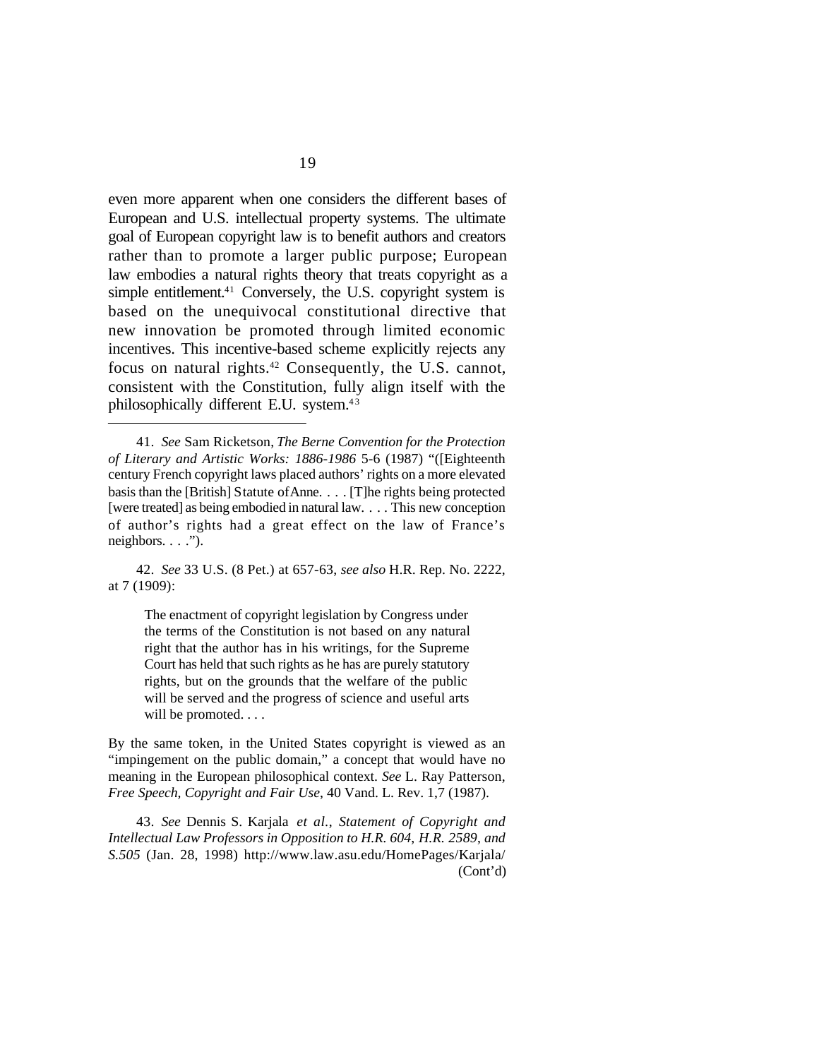even more apparent when one considers the different bases of European and U.S. intellectual property systems. The ultimate goal of European copyright law is to benefit authors and creators rather than to promote a larger public purpose; European law embodies a natural rights theory that treats copyright as a simple entitlement.[41] Conversely, the U.S. copyright system is based on the unequivocal constitutional directive that new innovation be promoted through limited economic incentives. This incentive-based scheme explicitly rejects any focus on natural rights.[42] Consequently, the U.S. cannot, consistent with the Constitution, fully align itself with the philosophically different E.U. system.[43]

---

41. *See* Sam Ricketson, *The Berne Convention for the Protection of Literary and Artistic Works: 1886-1986* 5-6 (1987) "([Eighteenth century French copyright laws placed authors' rights on a more elevated basis than the [British] Statute of Anne. . . . [T]he rights being protected [were treated] as being embodied in natural law. . . . This new conception of author's rights had a great effect on the law of France's neighbors. . . .").

42. *See* 33 U.S. (8 Pet.) at 657-63, *see also* H.R. Rep. No. 2222, at 7 (1909):

> The enactment of copyright legislation by Congress under the terms of the Constitution is not based on any natural right that the author has in his writings, for the Supreme Court has held that such rights as he has are purely statutory rights, but on the grounds that the welfare of the public will be served and the progress of science and useful arts will be promoted. . . .

By the same token, in the United States copyright is viewed as an "impingement on the public domain," a concept that would have no meaning in the European philosophical context. *See* L. Ray Patterson, *Free Speech, Copyright and Fair Use*, 40 Vand. L. Rev. 1,7 (1987).

43. *See* Dennis S. Karjala *et al.*, *Statement of Copyright and Intellectual Law Professors in Opposition to H.R. 604, H.R. 2589, and S.505* (Jan. 28, 1998) http://www.law.asu.edu/HomePages/Karjala/

(Cont'd)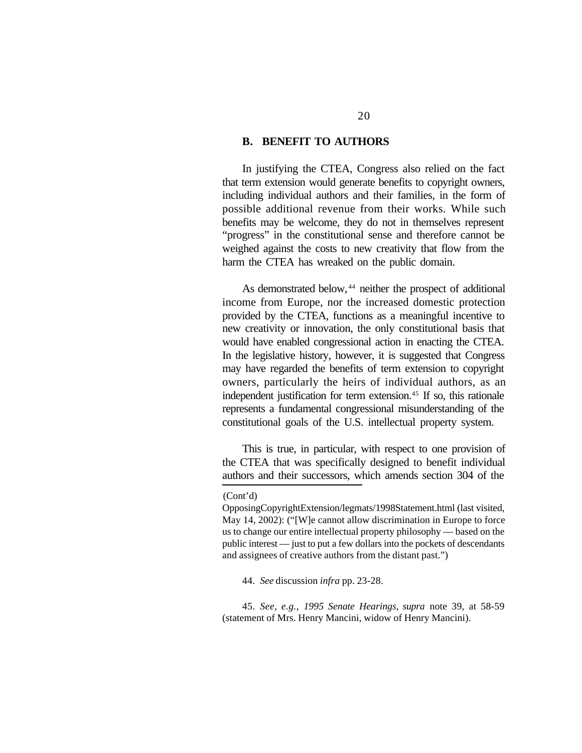## B. BENEFIT TO AUTHORS

In justifying the CTEA, Congress also relied on the fact that term extension would generate benefits to copyright owners, including individual authors and their families, in the form of possible additional revenue from their works. While such benefits may be welcome, they do not in themselves represent "progress" in the constitutional sense and therefore cannot be weighed against the costs to new creativity that flow from the harm the CTEA has wreaked on the public domain.

As demonstrated below,[44] neither the prospect of additional income from Europe, nor the increased domestic protection provided by the CTEA, functions as a meaningful incentive to new creativity or innovation, the only constitutional basis that would have enabled congressional action in enacting the CTEA. In the legislative history, however, it is suggested that Congress may have regarded the benefits of term extension to copyright owners, particularly the heirs of individual authors, as an independent justification for term extension.[45] If so, this rationale represents a fundamental congressional misunderstanding of the constitutional goals of the U.S. intellectual property system.

This is true, in particular, with respect to one provision of the CTEA that was specifically designed to benefit individual authors and their successors, which amends section 304 of the

---

(Cont'd)

OpposingCopyrightExtension/legmats/1998Statement.html (last visited, May 14, 2002): ("[W]e cannot allow discrimination in Europe to force us to change our entire intellectual property philosophy — based on the public interest — just to put a few dollars into the pockets of descendants and assignees of creative authors from the distant past.")

44. *See* discussion *infra* pp. 23-28.

45. *See, e.g., 1995 Senate Hearings, supra* note 39, at 58-59 (statement of Mrs. Henry Mancini, widow of Henry Mancini).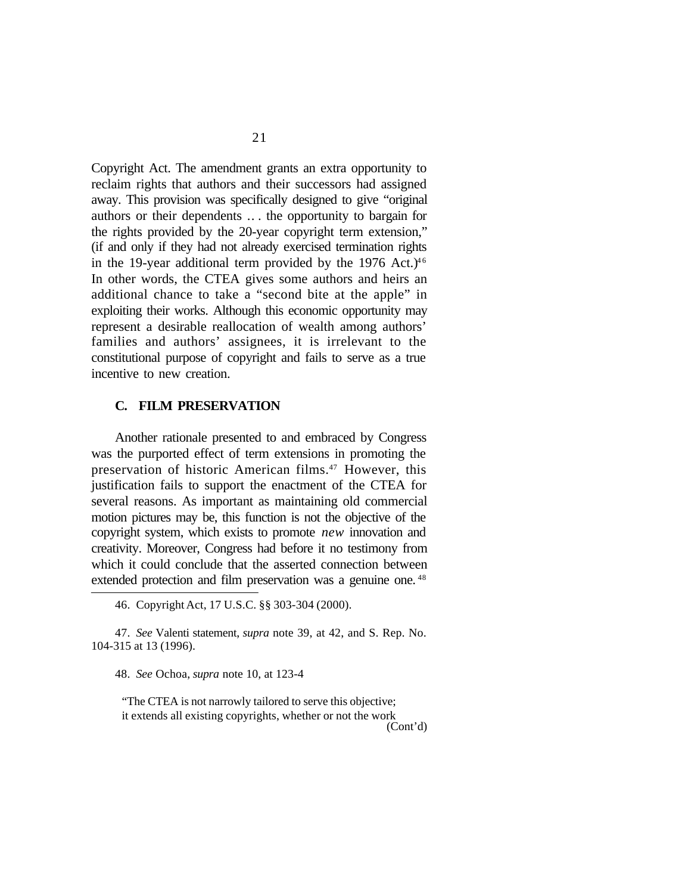Copyright Act. The amendment grants an extra opportunity to reclaim rights that authors and their successors had assigned away. This provision was specifically designed to give "original authors or their dependents .. . the opportunity to bargain for the rights provided by the 20-year copyright term extension," (if and only if they had not already exercised termination rights in the 19-year additional term provided by the 1976 Act.)[46] In other words, the CTEA gives some authors and heirs an additional chance to take a "second bite at the apple" in exploiting their works. Although this economic opportunity may represent a desirable reallocation of wealth among authors' families and authors' assignees, it is irrelevant to the constitutional purpose of copyright and fails to serve as a true incentive to new creation.

### C. FILM PRESERVATION

Another rationale presented to and embraced by Congress was the purported effect of term extensions in promoting the preservation of historic American films.[47] However, this justification fails to support the enactment of the CTEA for several reasons. As important as maintaining old commercial motion pictures may be, this function is not the objective of the copyright system, which exists to promote *new* innovation and creativity. Moreover, Congress had before it no testimony from which it could conclude that the asserted connection between extended protection and film preservation was a genuine one.[48]

---

46. Copyright Act, 17 U.S.C. §§ 303-304 (2000).

47. *See* Valenti statement, *supra* note 39, at 42, and S. Rep. No. 104-315 at 13 (1996).

48. *See* Ochoa, *supra* note 10, at 123-4

> "The CTEA is not narrowly tailored to serve this objective; it extends all existing copyrights, whether or not the work

(Cont'd)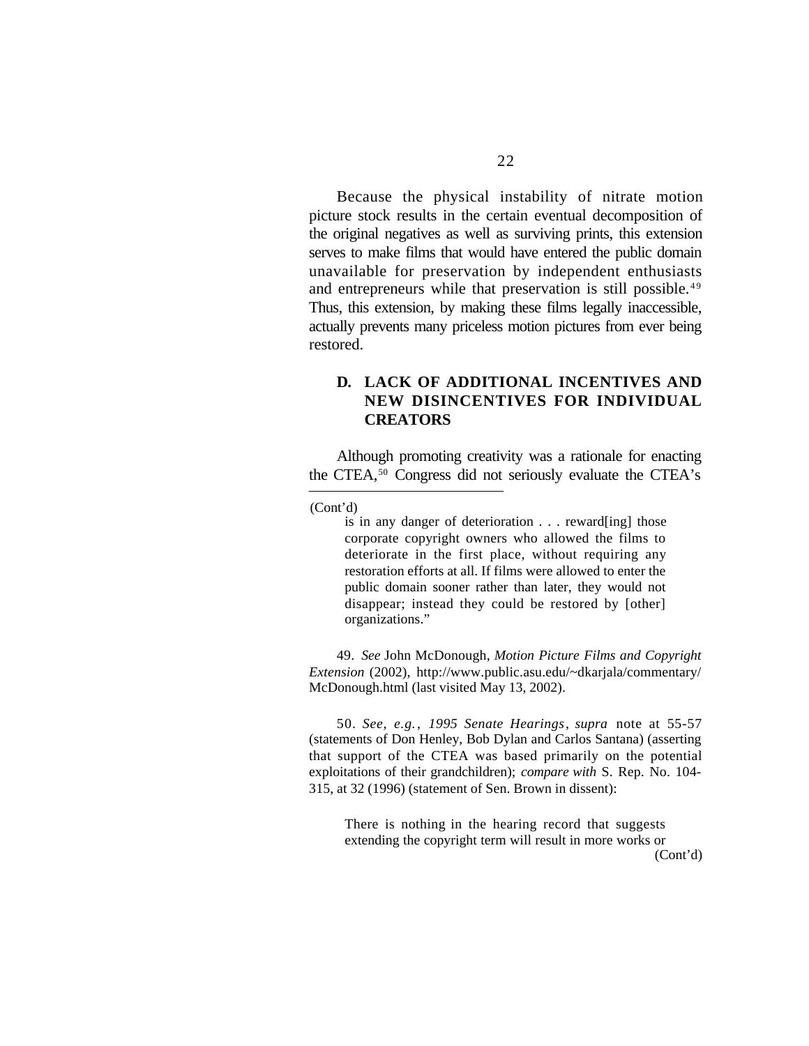Because the physical instability of nitrate motion picture stock results in the certain eventual decomposition of the original negatives as well as surviving prints, this extension serves to make films that would have entered the public domain unavailable for preservation by independent enthusiasts and entrepreneurs while that preservation is still possible.[49] Thus, this extension, by making these films legally inaccessible, actually prevents many priceless motion pictures from ever being restored.

### D. LACK OF ADDITIONAL INCENTIVES AND NEW DISINCENTIVES FOR INDIVIDUAL CREATORS

Although promoting creativity was a rationale for enacting the CTEA,[50] Congress did not seriously evaluate the CTEA's

---

(Cont'd)

> is in any danger of deterioration . . . reward[ing] those corporate copyright owners who allowed the films to deteriorate in the first place, without requiring any restoration efforts at all. If films were allowed to enter the public domain sooner rather than later, they would not disappear; instead they could be restored by [other] organizations."

49. *See* John McDonough, *Motion Picture Films and Copyright Extension* (2002), http://www.public.asu.edu/~dkarjala/commentary/McDonough.html (last visited May 13, 2002).

50. *See, e.g.*, *1995 Senate Hearings*, *supra* note at 55-57 (statements of Don Henley, Bob Dylan and Carlos Santana) (asserting that support of the CTEA was based primarily on the potential exploitations of their grandchildren); *compare with* S. Rep. No. 104-315, at 32 (1996) (statement of Sen. Brown in dissent):

> There is nothing in the hearing record that suggests extending the copyright term will result in more works or

(Cont'd)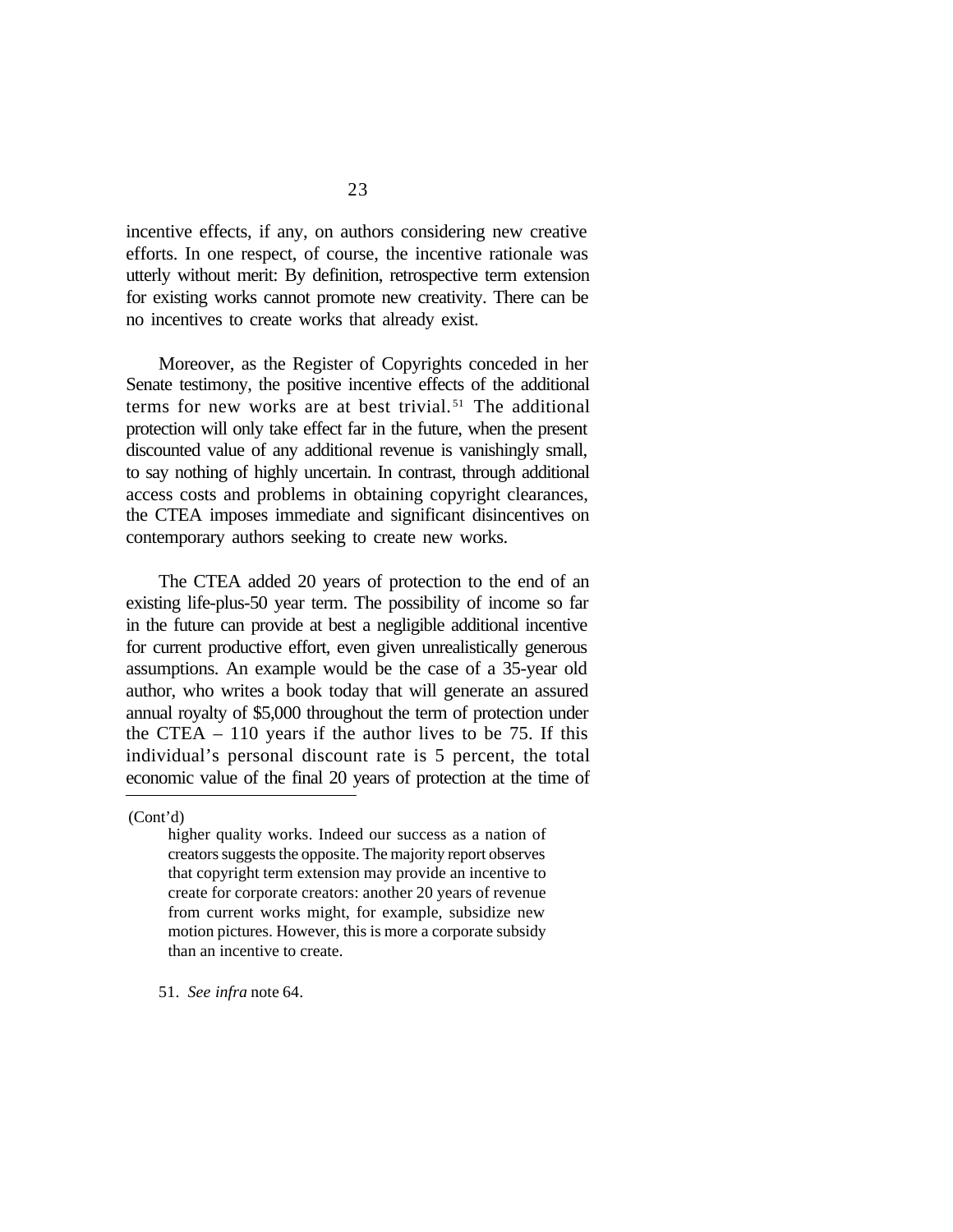incentive effects, if any, on authors considering new creative efforts. In one respect, of course, the incentive rationale was utterly without merit: By definition, retrospective term extension for existing works cannot promote new creativity. There can be no incentives to create works that already exist.

Moreover, as the Register of Copyrights conceded in her Senate testimony, the positive incentive effects of the additional terms for new works are at best trivial.[51] The additional protection will only take effect far in the future, when the present discounted value of any additional revenue is vanishingly small, to say nothing of highly uncertain. In contrast, through additional access costs and problems in obtaining copyright clearances, the CTEA imposes immediate and significant disincentives on contemporary authors seeking to create new works.

The CTEA added 20 years of protection to the end of an existing life-plus-50 year term. The possibility of income so far in the future can provide at best a negligible additional incentive for current productive effort, even given unrealistically generous assumptions. An example would be the case of a 35-year old author, who writes a book today that will generate an assured annual royalty of $5,000 throughout the term of protection under the CTEA – 110 years if the author lives to be 75. If this individual's personal discount rate is 5 percent, the total economic value of the final 20 years of protection at the time of

---

(Cont'd)

higher quality works. Indeed our success as a nation of creators suggests the opposite. The majority report observes that copyright term extension may provide an incentive to create for corporate creators: another 20 years of revenue from current works might, for example, subsidize new motion pictures. However, this is more a corporate subsidy than an incentive to create.

51. *See infra* note 64.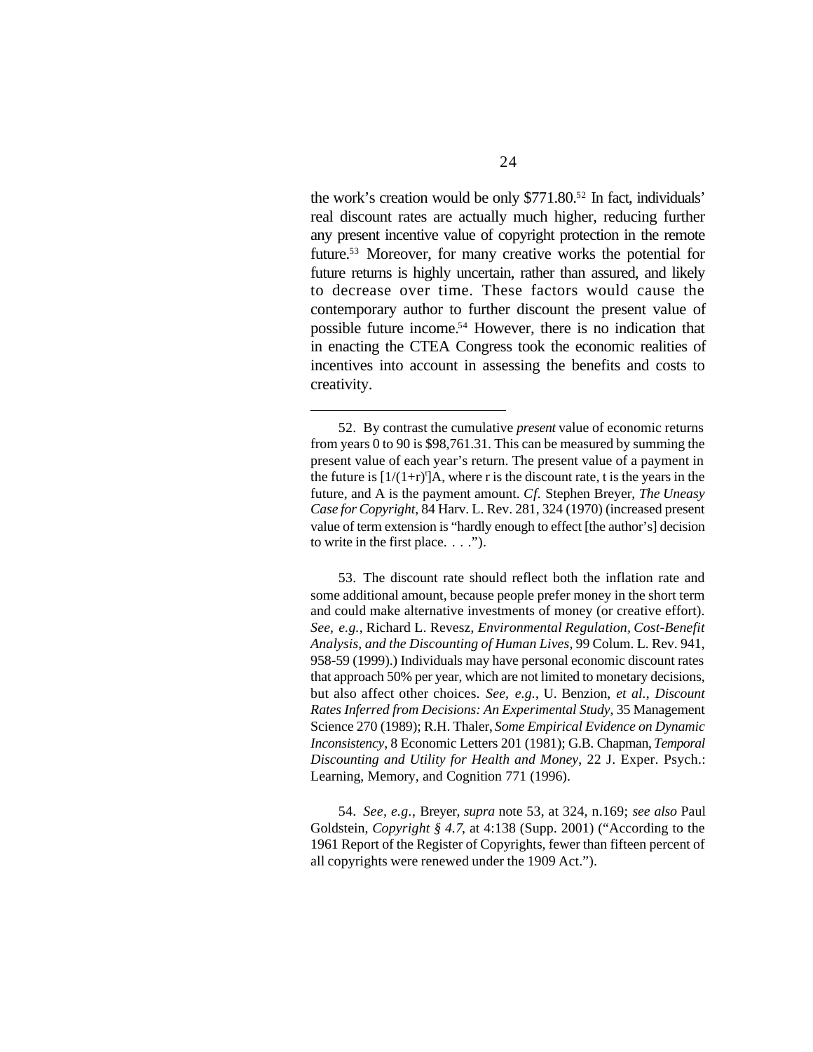the work's creation would be only $771.80.[52] In fact, individuals' real discount rates are actually much higher, reducing further any present incentive value of copyright protection in the remote future.[53] Moreover, for many creative works the potential for future returns is highly uncertain, rather than assured, and likely to decrease over time. These factors would cause the contemporary author to further discount the present value of possible future income.[54] However, there is no indication that in enacting the CTEA Congress took the economic realities of incentives into account in assessing the benefits and costs to creativity.

---

52. By contrast the cumulative *present* value of economic returns from years 0 to 90 is $98,761.31. This can be measured by summing the present value of each year's return. The present value of a payment in the future is $[1/(1+r)^t]A$, where r is the discount rate, t is the years in the future, and A is the payment amount. *Cf.* Stephen Breyer, *The Uneasy Case for Copyright*, 84 Harv. L. Rev. 281, 324 (1970) (increased present value of term extension is "hardly enough to effect [the author's] decision to write in the first place. . . .").

53. The discount rate should reflect both the inflation rate and some additional amount, because people prefer money in the short term and could make alternative investments of money (or creative effort). *See, e.g.*, Richard L. Revesz, *Environmental Regulation, Cost-Benefit Analysis, and the Discounting of Human Lives*, 99 Colum. L. Rev. 941, 958-59 (1999).) Individuals may have personal economic discount rates that approach 50% per year, which are not limited to monetary decisions, but also affect other choices. *See, e.g.*, U. Benzion, *et al.*, *Discount Rates Inferred from Decisions: An Experimental Study*, 35 Management Science 270 (1989); R.H. Thaler, *Some Empirical Evidence on Dynamic Inconsistency*, 8 Economic Letters 201 (1981); G.B. Chapman, *Temporal Discounting and Utility for Health and Money*, 22 J. Exper. Psych.: Learning, Memory, and Cognition 771 (1996).

54. *See, e.g.*, Breyer, *supra* note 53, at 324, n.169; *see also* Paul Goldstein, *Copyright § 4.7*, at 4:138 (Supp. 2001) ("According to the 1961 Report of the Register of Copyrights, fewer than fifteen percent of all copyrights were renewed under the 1909 Act.").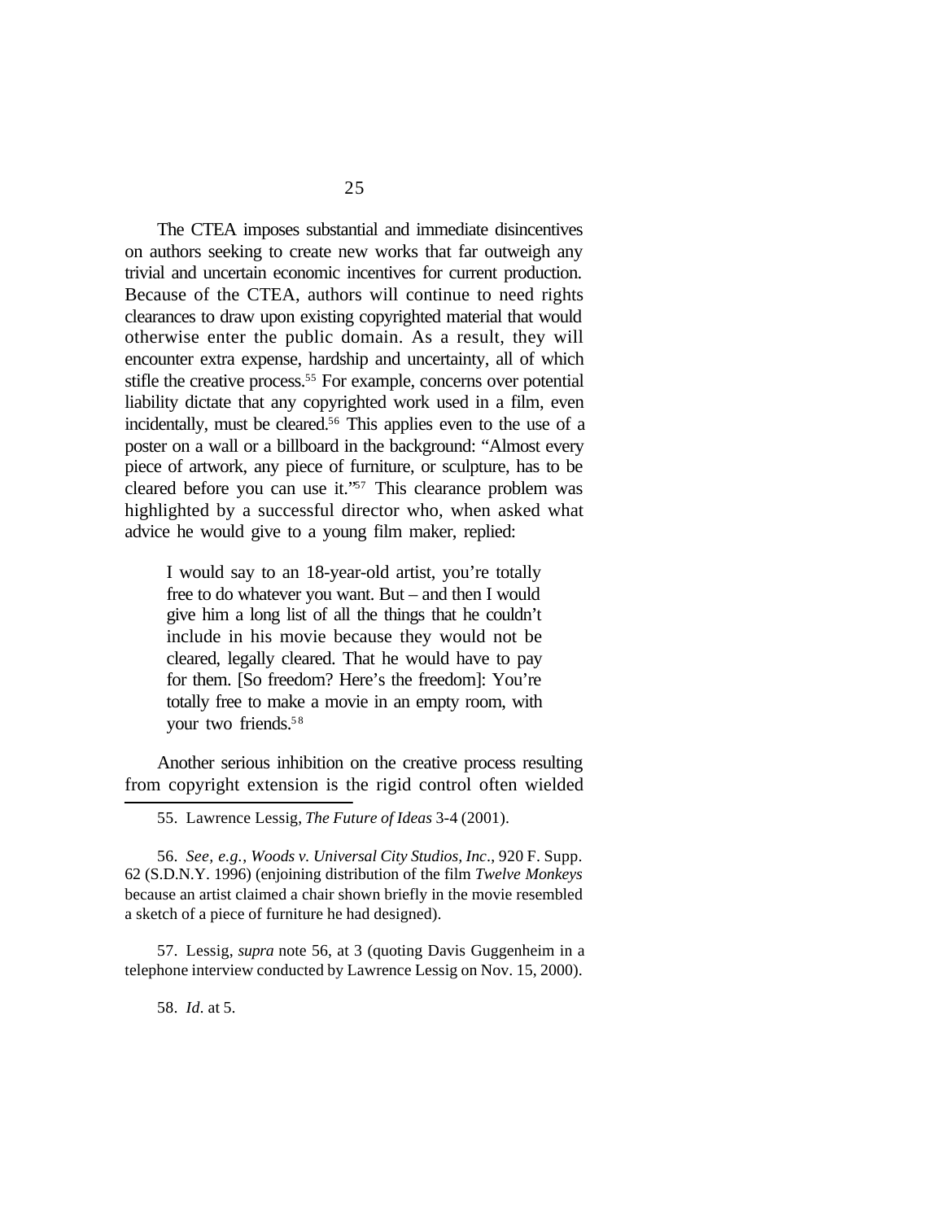The CTEA imposes substantial and immediate disincentives on authors seeking to create new works that far outweigh any trivial and uncertain economic incentives for current production. Because of the CTEA, authors will continue to need rights clearances to draw upon existing copyrighted material that would otherwise enter the public domain. As a result, they will encounter extra expense, hardship and uncertainty, all of which stifle the creative process.[55] For example, concerns over potential liability dictate that any copyrighted work used in a film, even incidentally, must be cleared.[56] This applies even to the use of a poster on a wall or a billboard in the background: "Almost every piece of artwork, any piece of furniture, or sculpture, has to be cleared before you can use it."[57] This clearance problem was highlighted by a successful director who, when asked what advice he would give to a young film maker, replied:

> I would say to an 18-year-old artist, you're totally free to do whatever you want. But – and then I would give him a long list of all the things that he couldn't include in his movie because they would not be cleared, legally cleared. That he would have to pay for them. [So freedom? Here's the freedom]: You're totally free to make a movie in an empty room, with your two friends.[58]

Another serious inhibition on the creative process resulting from copyright extension is the rigid control often wielded

---

55. Lawrence Lessig, *The Future of Ideas* 3-4 (2001).

56. *See, e.g.*, *Woods v. Universal City Studios, Inc*., 920 F. Supp. 62 (S.D.N.Y. 1996) (enjoining distribution of the film *Twelve Monkeys* because an artist claimed a chair shown briefly in the movie resembled a sketch of a piece of furniture he had designed).

57. Lessig, *supra* note 56, at 3 (quoting Davis Guggenheim in a telephone interview conducted by Lawrence Lessig on Nov. 15, 2000).

58. *Id*. at 5.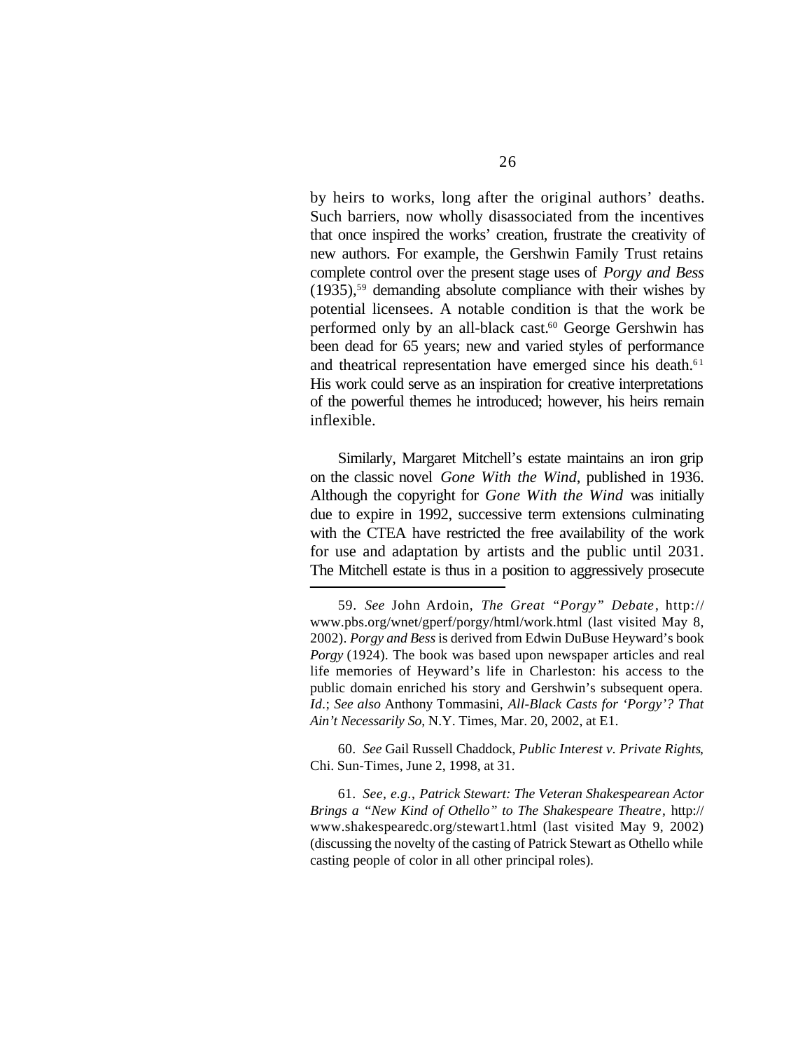by heirs to works, long after the original authors' deaths. Such barriers, now wholly disassociated from the incentives that once inspired the works' creation, frustrate the creativity of new authors. For example, the Gershwin Family Trust retains complete control over the present stage uses of *Porgy and Bess* (1935),[59] demanding absolute compliance with their wishes by potential licensees. A notable condition is that the work be performed only by an all-black cast.[60] George Gershwin has been dead for 65 years; new and varied styles of performance and theatrical representation have emerged since his death.[61] His work could serve as an inspiration for creative interpretations of the powerful themes he introduced; however, his heirs remain inflexible.

Similarly, Margaret Mitchell's estate maintains an iron grip on the classic novel *Gone With the Wind*, published in 1936. Although the copyright for *Gone With the Wind* was initially due to expire in 1992, successive term extensions culminating with the CTEA have restricted the free availability of the work for use and adaptation by artists and the public until 2031. The Mitchell estate is thus in a position to aggressively prosecute

---

59. *See* John Ardoin, *The Great "Porgy" Debate*, http://www.pbs.org/wnet/gperf/porgy/html/work.html (last visited May 8, 2002). *Porgy and Bess* is derived from Edwin DuBuse Heyward's book *Porgy* (1924). The book was based upon newspaper articles and real life memories of Heyward's life in Charleston: his access to the public domain enriched his story and Gershwin's subsequent opera. *Id.*; *See also* Anthony Tommasini, *All-Black Casts for 'Porgy'? That Ain't Necessarily So*, N.Y. Times, Mar. 20, 2002, at E1.

60. *See* Gail Russell Chaddock, *Public Interest v. Private Rights*, Chi. Sun-Times, June 2, 1998, at 31.

61. *See, e.g.*, *Patrick Stewart: The Veteran Shakespearean Actor Brings a "New Kind of Othello" to The Shakespeare Theatre*, http://www.shakespearedc.org/stewart1.html (last visited May 9, 2002) (discussing the novelty of the casting of Patrick Stewart as Othello while casting people of color in all other principal roles).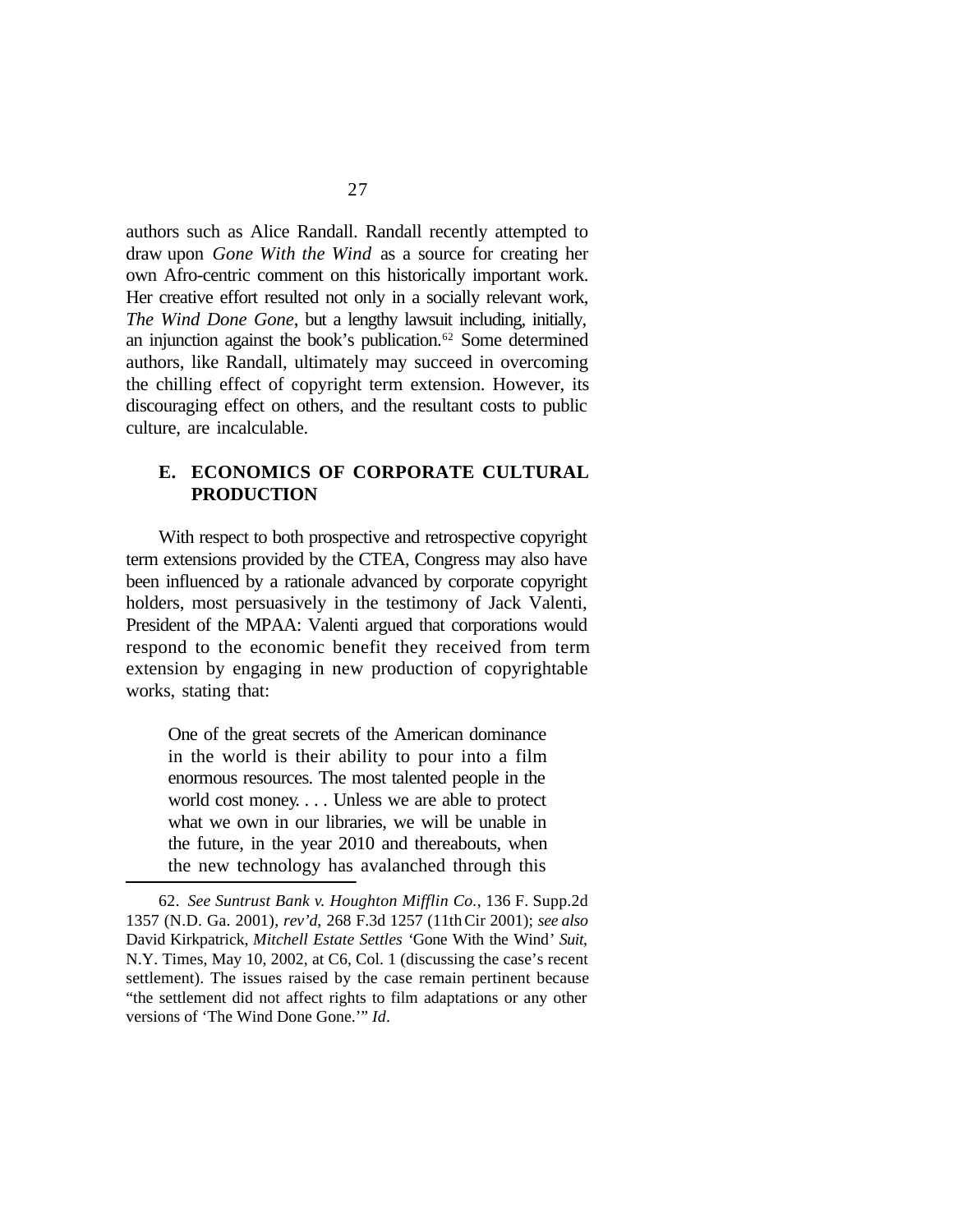authors such as Alice Randall. Randall recently attempted to draw upon *Gone With the Wind* as a source for creating her own Afro-centric comment on this historically important work. Her creative effort resulted not only in a socially relevant work, *The Wind Done Gone*, but a lengthy lawsuit including, initially, an injunction against the book's publication.[62] Some determined authors, like Randall, ultimately may succeed in overcoming the chilling effect of copyright term extension. However, its discouraging effect on others, and the resultant costs to public culture, are incalculable.

### E. ECONOMICS OF CORPORATE CULTURAL PRODUCTION

With respect to both prospective and retrospective copyright term extensions provided by the CTEA, Congress may also have been influenced by a rationale advanced by corporate copyright holders, most persuasively in the testimony of Jack Valenti, President of the MPAA: Valenti argued that corporations would respond to the economic benefit they received from term extension by engaging in new production of copyrightable works, stating that:

> One of the great secrets of the American dominance in the world is their ability to pour into a film enormous resources. The most talented people in the world cost money. . . . Unless we are able to protect what we own in our libraries, we will be unable in the future, in the year 2010 and thereabouts, when the new technology has avalanched through this

---

62. *See Suntrust Bank v. Houghton Mifflin Co.*, 136 F. Supp.2d 1357 (N.D. Ga. 2001), *rev'd*, 268 F.3d 1257 (11th Cir 2001); *see also* David Kirkpatrick, *Mitchell Estate Settles* 'Gone With the Wind' *Suit*, N.Y. Times, May 10, 2002, at C6, Col. 1 (discussing the case's recent settlement). The issues raised by the case remain pertinent because "the settlement did not affect rights to film adaptations or any other versions of 'The Wind Done Gone.'" *Id*.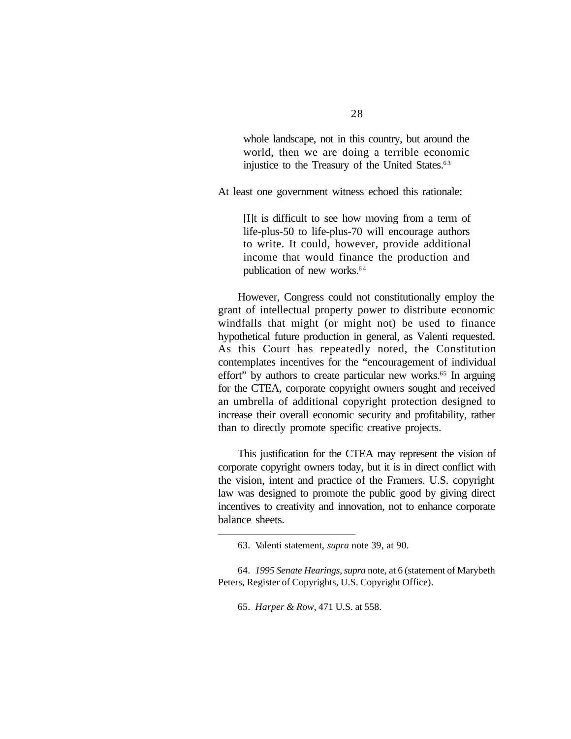> whole landscape, not in this country, but around the world, then we are doing a terrible economic injustice to the Treasury of the United States.[63]

At least one government witness echoed this rationale:

> [I]t is difficult to see how moving from a term of life-plus-50 to life-plus-70 will encourage authors to write. It could, however, provide additional income that would finance the production and publication of new works.[64]

However, Congress could not constitutionally employ the grant of intellectual property power to distribute economic windfalls that might (or might not) be used to finance hypothetical future production in general, as Valenti requested. As this Court has repeatedly noted, the Constitution contemplates incentives for the "encouragement of individual effort" by authors to create particular new works.[65] In arguing for the CTEA, corporate copyright owners sought and received an umbrella of additional copyright protection designed to increase their overall economic security and profitability, rather than to directly promote specific creative projects.

This justification for the CTEA may represent the vision of corporate copyright owners today, but it is in direct conflict with the vision, intent and practice of the Framers. U.S. copyright law was designed to promote the public good by giving direct incentives to creativity and innovation, not to enhance corporate balance sheets.

---

63. Valenti statement, *supra* note 39, at 90.

64. *1995 Senate Hearings*, *supra* note, at 6 (statement of Marybeth Peters, Register of Copyrights, U.S. Copyright Office).

65. *Harper & Row*, 471 U.S. at 558.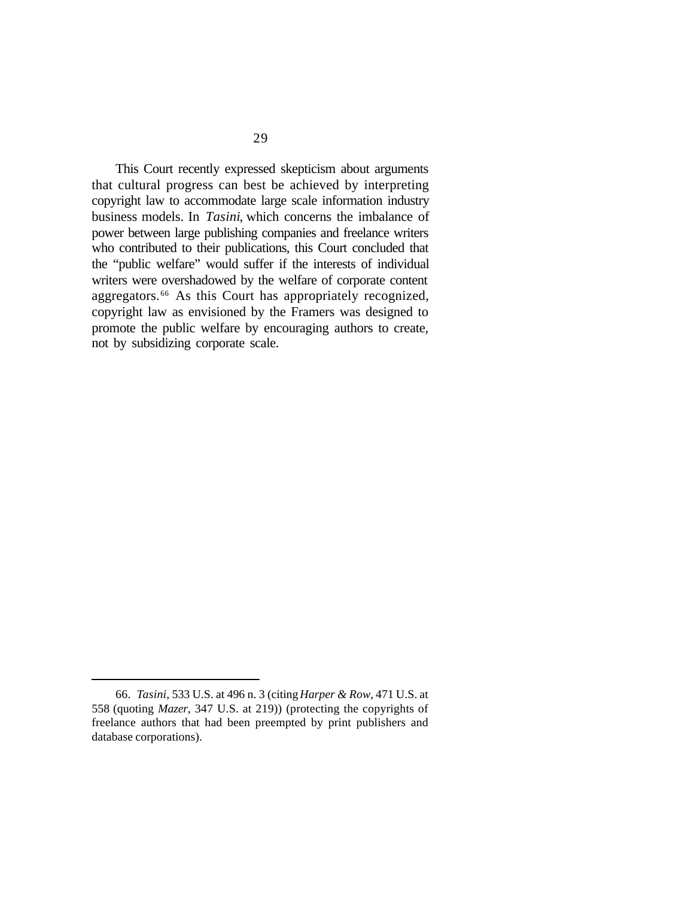This Court recently expressed skepticism about arguments that cultural progress can best be achieved by interpreting copyright law to accommodate large scale information industry business models. In *Tasini*, which concerns the imbalance of power between large publishing companies and freelance writers who contributed to their publications, this Court concluded that the "public welfare" would suffer if the interests of individual writers were overshadowed by the welfare of corporate content aggregators.[66] As this Court has appropriately recognized, copyright law as envisioned by the Framers was designed to promote the public welfare by encouraging authors to create, not by subsidizing corporate scale.

---

66. *Tasini*, 533 U.S. at 496 n. 3 (citing *Harper & Row*, 471 U.S. at 558 (quoting *Mazer*, 347 U.S. at 219)) (protecting the copyrights of freelance authors that had been preempted by print publishers and database corporations).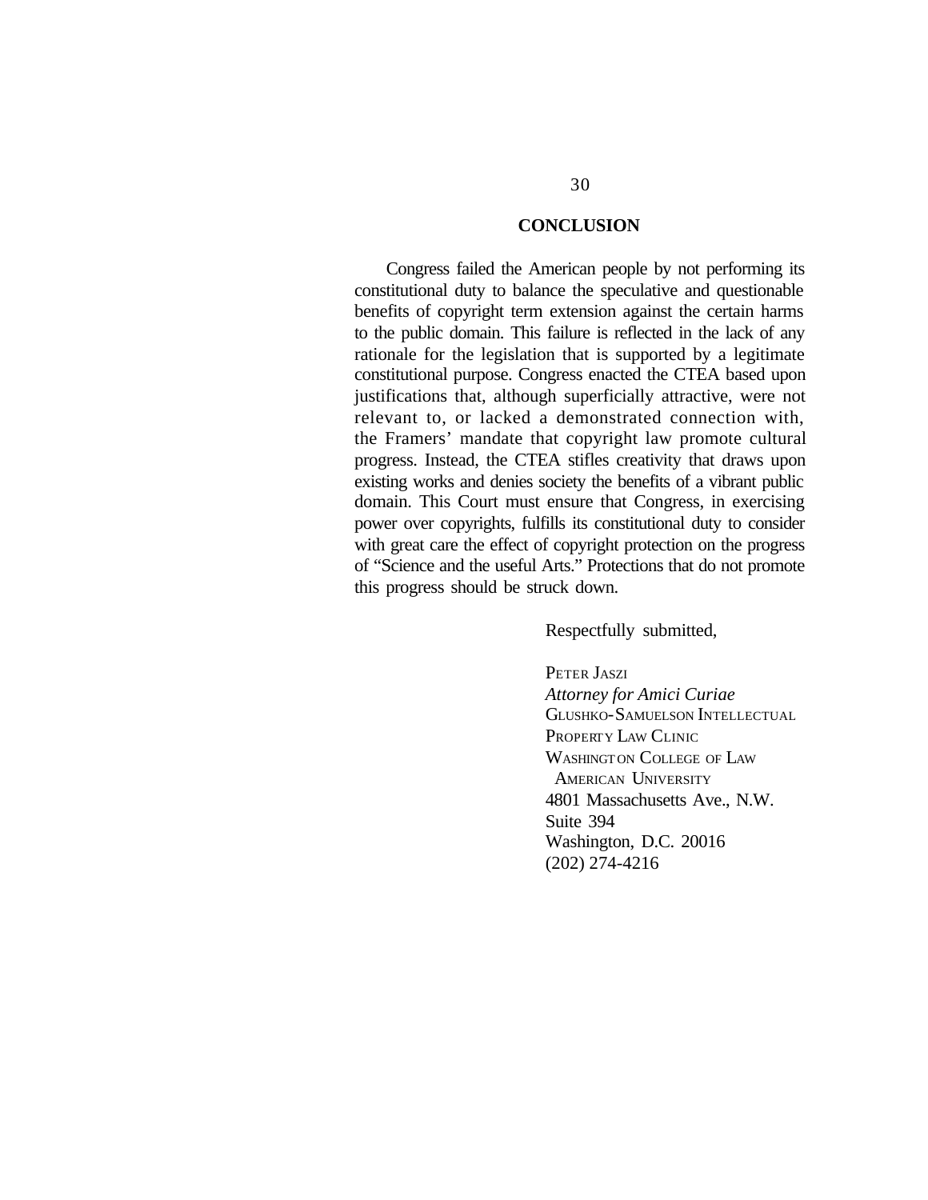## CONCLUSION

Congress failed the American people by not performing its constitutional duty to balance the speculative and questionable benefits of copyright term extension against the certain harms to the public domain. This failure is reflected in the lack of any rationale for the legislation that is supported by a legitimate constitutional purpose. Congress enacted the CTEA based upon justifications that, although superficially attractive, were not relevant to, or lacked a demonstrated connection with, the Framers' mandate that copyright law promote cultural progress. Instead, the CTEA stifles creativity that draws upon existing works and denies society the benefits of a vibrant public domain. This Court must ensure that Congress, in exercising power over copyrights, fulfills its constitutional duty to consider with great care the effect of copyright protection on the progress of "Science and the useful Arts." Protections that do not promote this progress should be struck down.

Respectfully submitted,

PETER JASZI
*Attorney for Amici Curiae*
GLUSHKO-SAMUELSON INTELLECTUAL PROPERTY LAW CLINIC
WASHINGTON COLLEGE OF LAW
AMERICAN UNIVERSITY
4801 Massachusetts Ave., N.W.
Suite 394
Washington, D.C. 20016
(202) 274-4216